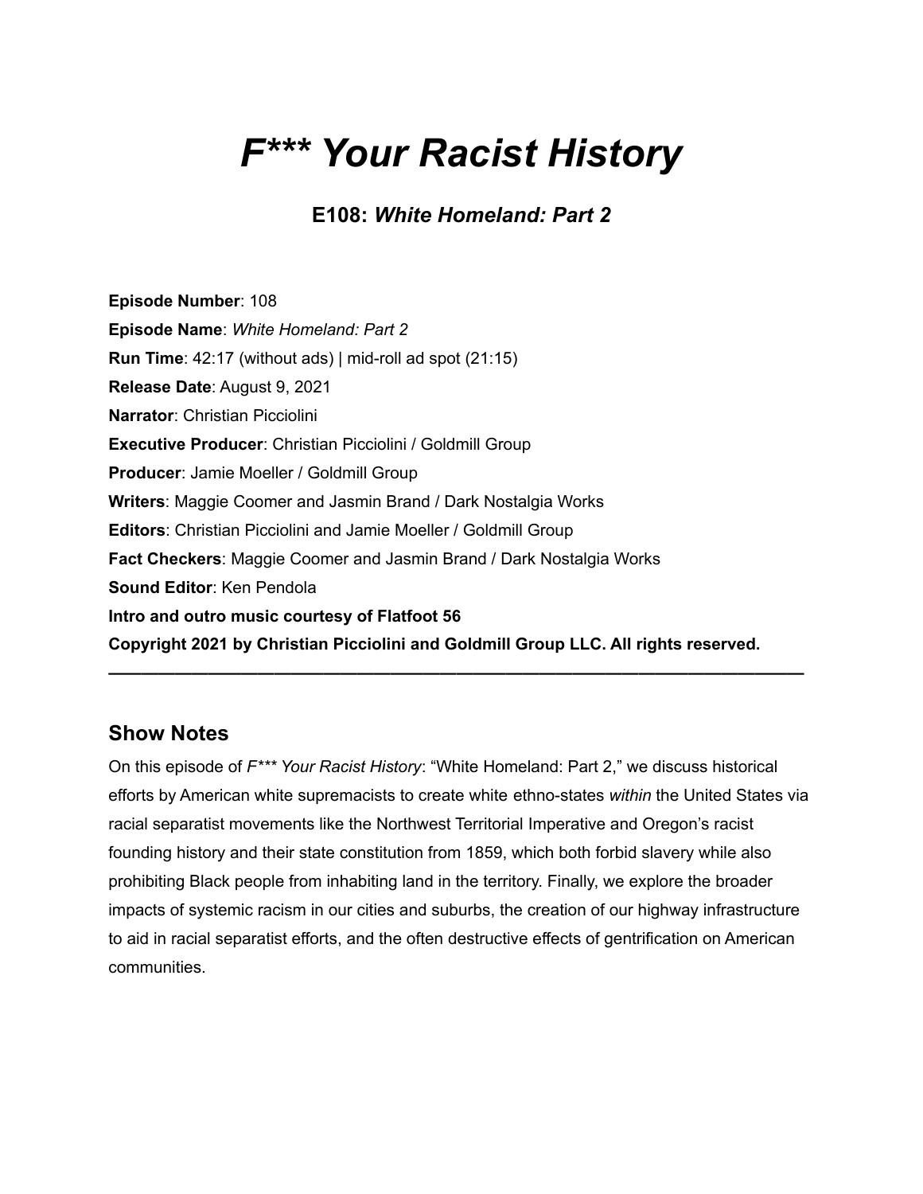# *F*** Your Racist History*

### E108: *White Homeland: Part 2*

**Episode Number**: 108
**Episode Name**: *White Homeland: Part 2*
**Run Time**: 42:17 (without ads) | mid-roll ad spot (21:15)
**Release Date**: August 9, 2021
**Narrator**: Christian Picciolini
**Executive Producer**: Christian Picciolini / Goldmill Group
**Producer**: Jamie Moeller / Goldmill Group
**Writers**: Maggie Coomer and Jasmin Brand / Dark Nostalgia Works
**Editors**: Christian Picciolini and Jamie Moeller / Goldmill Group
**Fact Checkers**: Maggie Coomer and Jasmin Brand / Dark Nostalgia Works
**Sound Editor**: Ken Pendola
**Intro and outro music courtesy of Flatfoot 56**
**Copyright 2021 by Christian Picciolini and Goldmill Group LLC. All rights reserved.**

---

## Show Notes

On this episode of *F*** Your Racist History*: "White Homeland: Part 2," we discuss historical efforts by American white supremacists to create white ethno-states *within* the United States via racial separatist movements like the Northwest Territorial Imperative and Oregon's racist founding history and their state constitution from 1859, which both forbid slavery while also prohibiting Black people from inhabiting land in the territory. Finally, we explore the broader impacts of systemic racism in our cities and suburbs, the creation of our highway infrastructure to aid in racial separatist efforts, and the often destructive effects of gentrification on American communities.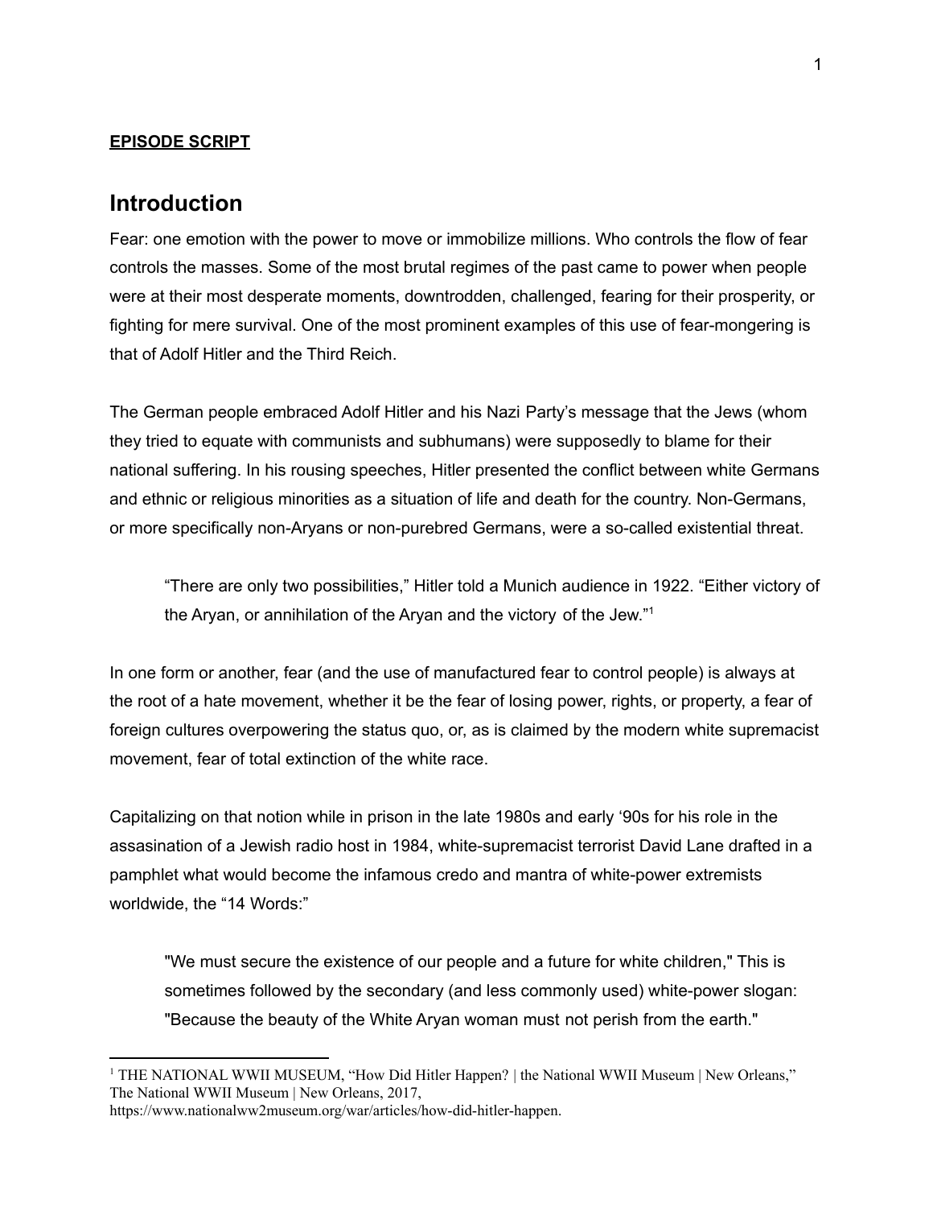**EPISODE SCRIPT**

## Introduction

Fear: one emotion with the power to move or immobilize millions. Who controls the flow of fear controls the masses. Some of the most brutal regimes of the past came to power when people were at their most desperate moments, downtrodden, challenged, fearing for their prosperity, or fighting for mere survival. One of the most prominent examples of this use of fear-mongering is that of Adolf Hitler and the Third Reich.

The German people embraced Adolf Hitler and his Nazi Party's message that the Jews (whom they tried to equate with communists and subhumans) were supposedly to blame for their national suffering. In his rousing speeches, Hitler presented the conflict between white Germans and ethnic or religious minorities as a situation of life and death for the country. Non-Germans, or more specifically non-Aryans or non-purebred Germans, were a so-called existential threat.

> "There are only two possibilities," Hitler told a Munich audience in 1922. "Either victory of the Aryan, or annihilation of the Aryan and the victory of the Jew."[1]

In one form or another, fear (and the use of manufactured fear to control people) is always at the root of a hate movement, whether it be the fear of losing power, rights, or property, a fear of foreign cultures overpowering the status quo, or, as is claimed by the modern white supremacist movement, fear of total extinction of the white race.

Capitalizing on that notion while in prison in the late 1980s and early '90s for his role in the assasination of a Jewish radio host in 1984, white-supremacist terrorist David Lane drafted in a pamphlet what would become the infamous credo and mantra of white-power extremists worldwide, the "14 Words:"

> "We must secure the existence of our people and a future for white children," This is sometimes followed by the secondary (and less commonly used) white-power slogan: "Because the beauty of the White Aryan woman must not perish from the earth."

---

[1] THE NATIONAL WWII MUSEUM, "How Did Hitler Happen? | the National WWII Museum | New Orleans," The National WWII Museum | New Orleans, 2017, https://www.nationalww2museum.org/war/articles/how-did-hitler-happen.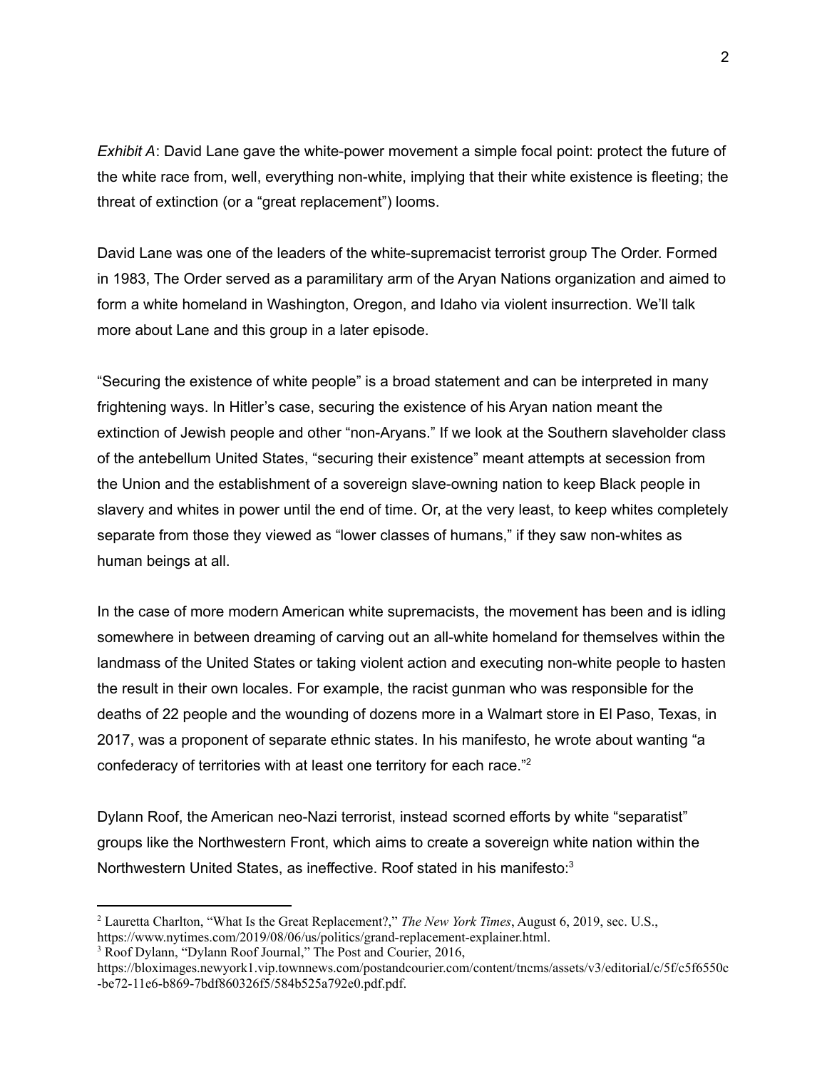*Exhibit A*: David Lane gave the white-power movement a simple focal point: protect the future of the white race from, well, everything non-white, implying that their white existence is fleeting; the threat of extinction (or a "great replacement") looms.

David Lane was one of the leaders of the white-supremacist terrorist group The Order. Formed in 1983, The Order served as a paramilitary arm of the Aryan Nations organization and aimed to form a white homeland in Washington, Oregon, and Idaho via violent insurrection. We'll talk more about Lane and this group in a later episode.

"Securing the existence of white people" is a broad statement and can be interpreted in many frightening ways. In Hitler's case, securing the existence of his Aryan nation meant the extinction of Jewish people and other "non-Aryans." If we look at the Southern slaveholder class of the antebellum United States, "securing their existence" meant attempts at secession from the Union and the establishment of a sovereign slave-owning nation to keep Black people in slavery and whites in power until the end of time. Or, at the very least, to keep whites completely separate from those they viewed as "lower classes of humans," if they saw non-whites as human beings at all.

In the case of more modern American white supremacists, the movement has been and is idling somewhere in between dreaming of carving out an all-white homeland for themselves within the landmass of the United States or taking violent action and executing non-white people to hasten the result in their own locales. For example, the racist gunman who was responsible for the deaths of 22 people and the wounding of dozens more in a Walmart store in El Paso, Texas, in 2017, was a proponent of separate ethnic states. In his manifesto, he wrote about wanting "a confederacy of territories with at least one territory for each race."[2]

Dylann Roof, the American neo-Nazi terrorist, instead scorned efforts by white "separatist" groups like the Northwestern Front, which aims to create a sovereign white nation within the Northwestern United States, as ineffective. Roof stated in his manifesto:[3]

---

[2] Lauretta Charlton, "What Is the Great Replacement?," *The New York Times*, August 6, 2019, sec. U.S., https://www.nytimes.com/2019/08/06/us/politics/grand-replacement-explainer.html.

[3] Roof Dylann, "Dylann Roof Journal," The Post and Courier, 2016, https://bloximages.newyork1.vip.townnews.com/postandcourier.com/content/tncms/assets/v3/editorial/c/5f/c5f6550c-be72-11e6-b869-7bdf860326f5/584b525a792e0.pdf.pdf.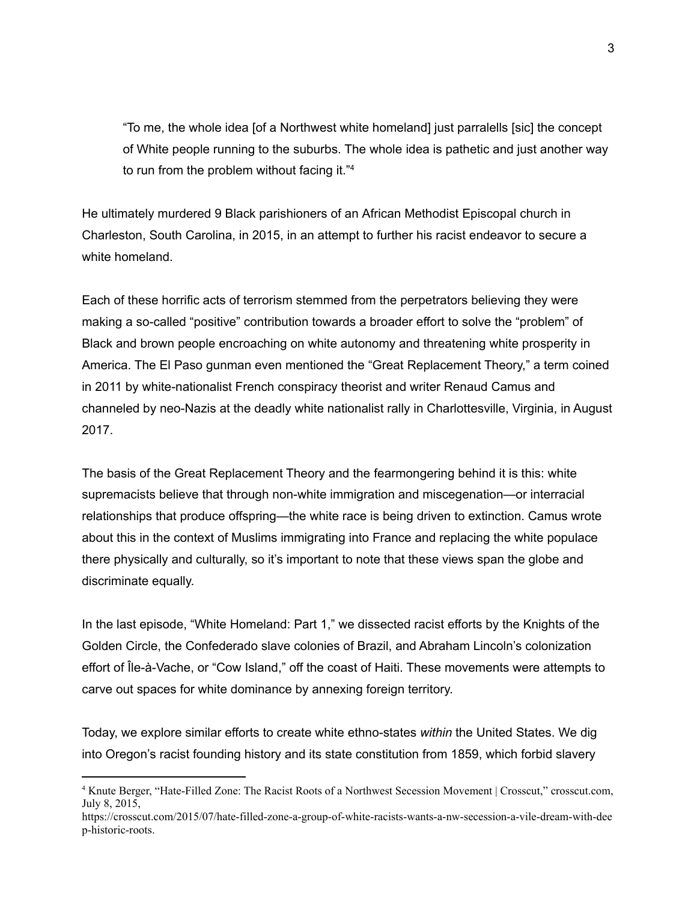> "To me, the whole idea [of a Northwest white homeland] just parralells [sic] the concept of White people running to the suburbs. The whole idea is pathetic and just another way to run from the problem without facing it."[4]

He ultimately murdered 9 Black parishioners of an African Methodist Episcopal church in Charleston, South Carolina, in 2015, in an attempt to further his racist endeavor to secure a white homeland.

Each of these horrific acts of terrorism stemmed from the perpetrators believing they were making a so-called "positive" contribution towards a broader effort to solve the "problem" of Black and brown people encroaching on white autonomy and threatening white prosperity in America. The El Paso gunman even mentioned the "Great Replacement Theory," a term coined in 2011 by white-nationalist French conspiracy theorist and writer Renaud Camus and channeled by neo-Nazis at the deadly white nationalist rally in Charlottesville, Virginia, in August 2017.

The basis of the Great Replacement Theory and the fearmongering behind it is this: white supremacists believe that through non-white immigration and miscegenation—or interracial relationships that produce offspring—the white race is being driven to extinction. Camus wrote about this in the context of Muslims immigrating into France and replacing the white populace there physically and culturally, so it's important to note that these views span the globe and discriminate equally.

In the last episode, "White Homeland: Part 1," we dissected racist efforts by the Knights of the Golden Circle, the Confederado slave colonies of Brazil, and Abraham Lincoln's colonization effort of Île-à-Vache, or "Cow Island," off the coast of Haiti. These movements were attempts to carve out spaces for white dominance by annexing foreign territory.

Today, we explore similar efforts to create white ethno-states *within* the United States. We dig into Oregon's racist founding history and its state constitution from 1859, which forbid slavery

---

[4] Knute Berger, "Hate-Filled Zone: The Racist Roots of a Northwest Secession Movement | Crosscut," crosscut.com, July 8, 2015, https://crosscut.com/2015/07/hate-filled-zone-a-group-of-white-racists-wants-a-nw-secession-a-vile-dream-with-deep-historic-roots.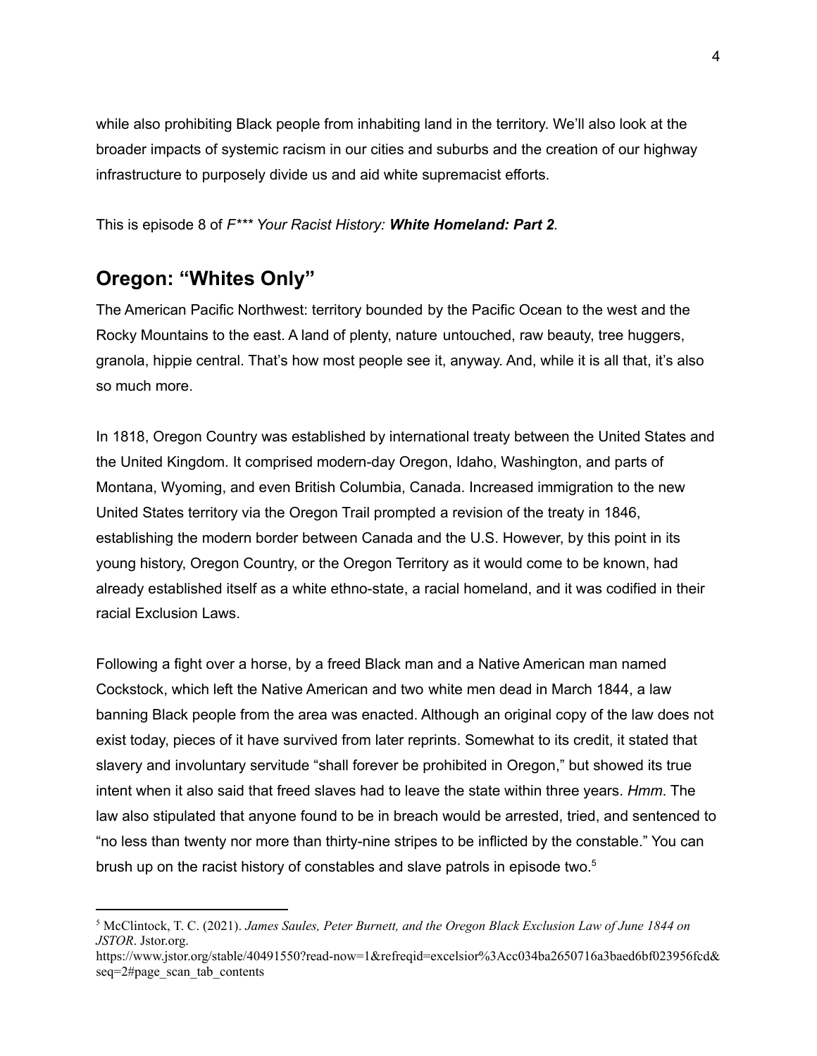while also prohibiting Black people from inhabiting land in the territory. We'll also look at the broader impacts of systemic racism in our cities and suburbs and the creation of our highway infrastructure to purposely divide us and aid white supremacist efforts.

This is episode 8 of *F*** Your Racist History:* ***White Homeland: Part 2***.

## Oregon: "Whites Only"

The American Pacific Northwest: territory bounded by the Pacific Ocean to the west and the Rocky Mountains to the east. A land of plenty, nature untouched, raw beauty, tree huggers, granola, hippie central. That's how most people see it, anyway. And, while it is all that, it's also so much more.

In 1818, Oregon Country was established by international treaty between the United States and the United Kingdom. It comprised modern-day Oregon, Idaho, Washington, and parts of Montana, Wyoming, and even British Columbia, Canada. Increased immigration to the new United States territory via the Oregon Trail prompted a revision of the treaty in 1846, establishing the modern border between Canada and the U.S. However, by this point in its young history, Oregon Country, or the Oregon Territory as it would come to be known, had already established itself as a white ethno-state, a racial homeland, and it was codified in their racial Exclusion Laws.

Following a fight over a horse, by a freed Black man and a Native American man named Cockstock, which left the Native American and two white men dead in March 1844, a law banning Black people from the area was enacted. Although an original copy of the law does not exist today, pieces of it have survived from later reprints. Somewhat to its credit, it stated that slavery and involuntary servitude "shall forever be prohibited in Oregon," but showed its true intent when it also said that freed slaves had to leave the state within three years. *Hmm*. The law also stipulated that anyone found to be in breach would be arrested, tried, and sentenced to "no less than twenty nor more than thirty-nine stripes to be inflicted by the constable." You can brush up on the racist history of constables and slave patrols in episode two.[5]

---

[5] McClintock, T. C. (2021). *James Saules, Peter Burnett, and the Oregon Black Exclusion Law of June 1844 on JSTOR*. Jstor.org. https://www.jstor.org/stable/40491550?read-now=1&refreqid=excelsior%3Acc034ba2650716a3baed6bf023956fcd&seq=2#page_scan_tab_contents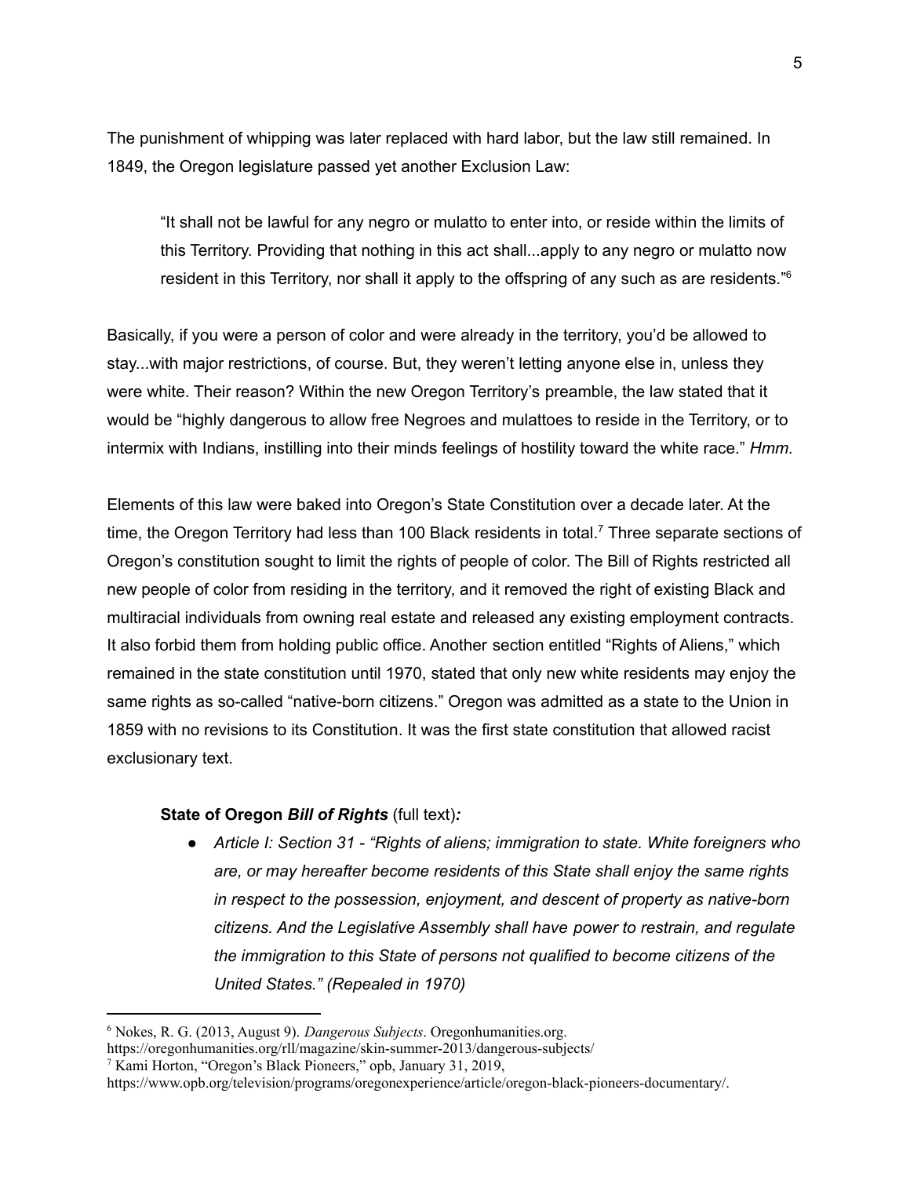The punishment of whipping was later replaced with hard labor, but the law still remained. In 1849, the Oregon legislature passed yet another Exclusion Law:

> "It shall not be lawful for any negro or mulatto to enter into, or reside within the limits of this Territory. Providing that nothing in this act shall...apply to any negro or mulatto now resident in this Territory, nor shall it apply to the offspring of any such as are residents."[6]

Basically, if you were a person of color and were already in the territory, you'd be allowed to stay...with major restrictions, of course. But, they weren't letting anyone else in, unless they were white. Their reason? Within the new Oregon Territory's preamble, the law stated that it would be "highly dangerous to allow free Negroes and mulattoes to reside in the Territory, or to intermix with Indians, instilling into their minds feelings of hostility toward the white race." *Hmm.*

Elements of this law were baked into Oregon's State Constitution over a decade later. At the time, the Oregon Territory had less than 100 Black residents in total.[7] Three separate sections of Oregon's constitution sought to limit the rights of people of color. The Bill of Rights restricted all new people of color from residing in the territory, and it removed the right of existing Black and multiracial individuals from owning real estate and released any existing employment contracts. It also forbid them from holding public office. Another section entitled "Rights of Aliens," which remained in the state constitution until 1970, stated that only new white residents may enjoy the same rights as so-called "native-born citizens." Oregon was admitted as a state to the Union in 1859 with no revisions to its Constitution. It was the first state constitution that allowed racist exclusionary text.

**State of Oregon *Bill of Rights*** (full text)***:***

- *Article I: Section 31 - "Rights of aliens; immigration to state. White foreigners who are, or may hereafter become residents of this State shall enjoy the same rights in respect to the possession, enjoyment, and descent of property as native-born citizens. And the Legislative Assembly shall have power to restrain, and regulate the immigration to this State of persons not qualified to become citizens of the United States." (Repealed in 1970)*

---

[6] Nokes, R. G. (2013, August 9). *Dangerous Subjects*. Oregonhumanities.org. https://oregonhumanities.org/rll/magazine/skin-summer-2013/dangerous-subjects/

[7] Kami Horton, "Oregon's Black Pioneers," opb, January 31, 2019, https://www.opb.org/television/programs/oregonexperience/article/oregon-black-pioneers-documentary/.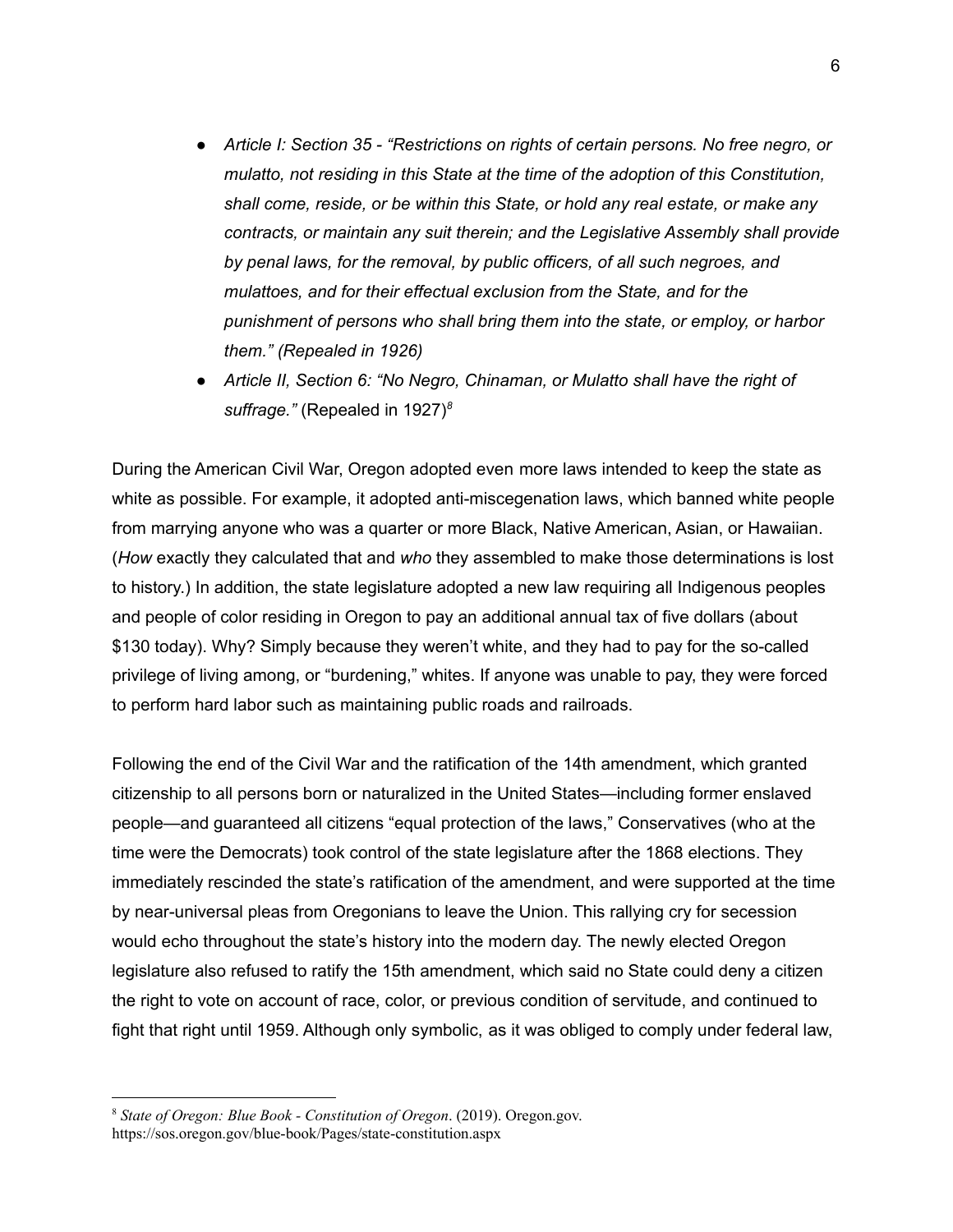- *Article I: Section 35 - "Restrictions on rights of certain persons. No free negro, or mulatto, not residing in this State at the time of the adoption of this Constitution, shall come, reside, or be within this State, or hold any real estate, or make any contracts, or maintain any suit therein; and the Legislative Assembly shall provide by penal laws, for the removal, by public officers, of all such negroes, and mulattoes, and for their effectual exclusion from the State, and for the punishment of persons who shall bring them into the state, or employ, or harbor them." (Repealed in 1926)*
- *Article II, Section 6: "No Negro, Chinaman, or Mulatto shall have the right of suffrage."* (Repealed in 1927)[8]

During the American Civil War, Oregon adopted even more laws intended to keep the state as white as possible. For example, it adopted anti-miscegenation laws, which banned white people from marrying anyone who was a quarter or more Black, Native American, Asian, or Hawaiian. (*How* exactly they calculated that and *who* they assembled to make those determinations is lost to history.) In addition, the state legislature adopted a new law requiring all Indigenous peoples and people of color residing in Oregon to pay an additional annual tax of five dollars (about $130 today). Why? Simply because they weren't white, and they had to pay for the so-called privilege of living among, or "burdening," whites. If anyone was unable to pay, they were forced to perform hard labor such as maintaining public roads and railroads.

Following the end of the Civil War and the ratification of the 14th amendment, which granted citizenship to all persons born or naturalized in the United States—including former enslaved people—and guaranteed all citizens "equal protection of the laws," Conservatives (who at the time were the Democrats) took control of the state legislature after the 1868 elections. They immediately rescinded the state's ratification of the amendment, and were supported at the time by near-universal pleas from Oregonians to leave the Union. This rallying cry for secession would echo throughout the state's history into the modern day. The newly elected Oregon legislature also refused to ratify the 15th amendment, which said no State could deny a citizen the right to vote on account of race, color, or previous condition of servitude, and continued to fight that right until 1959. Although only symbolic, as it was obliged to comply under federal law,

[8] *State of Oregon: Blue Book - Constitution of Oregon*. (2019). Oregon.gov. https://sos.oregon.gov/blue-book/Pages/state-constitution.aspx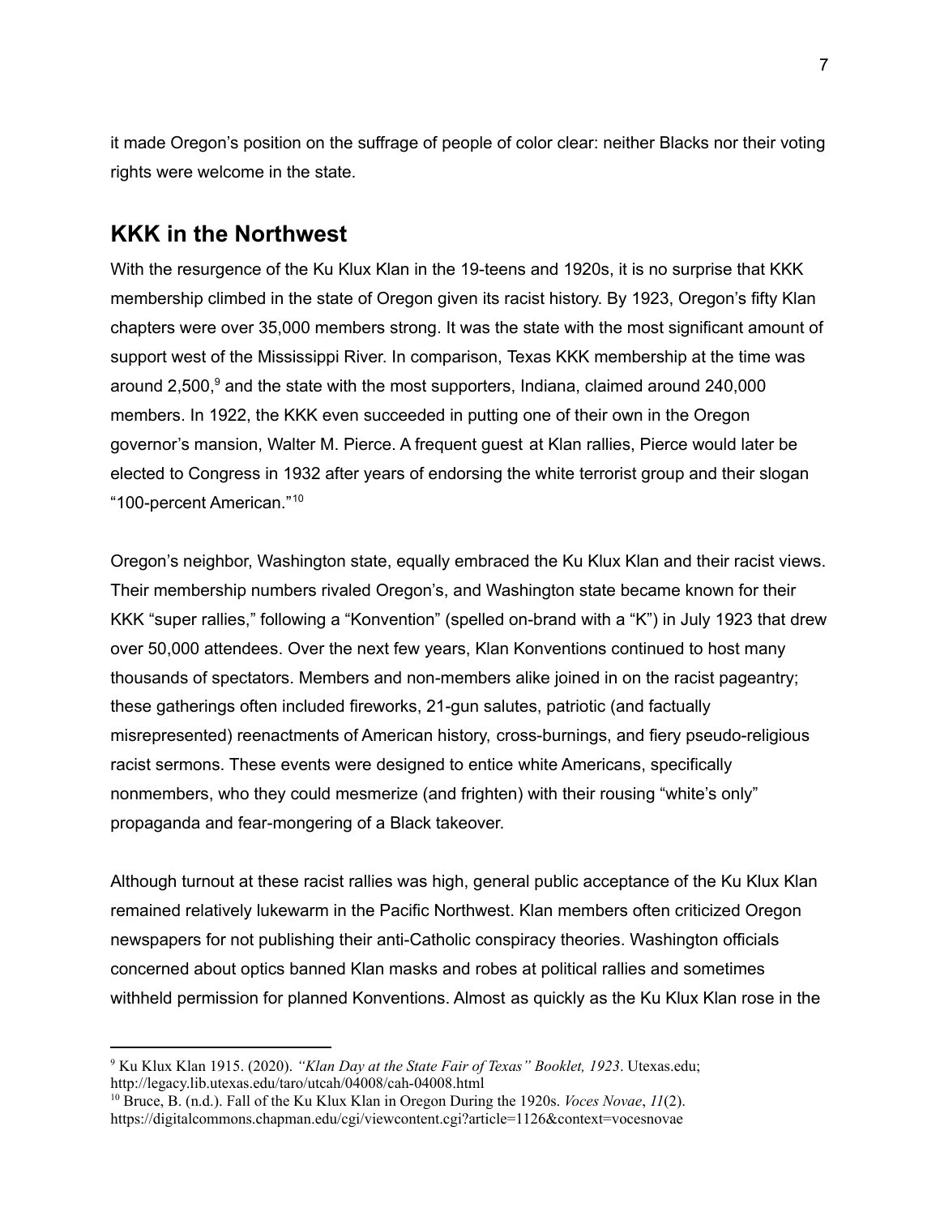it made Oregon's position on the suffrage of people of color clear: neither Blacks nor their voting rights were welcome in the state.

## KKK in the Northwest

With the resurgence of the Ku Klux Klan in the 19-teens and 1920s, it is no surprise that KKK membership climbed in the state of Oregon given its racist history. By 1923, Oregon's fifty Klan chapters were over 35,000 members strong. It was the state with the most significant amount of support west of the Mississippi River. In comparison, Texas KKK membership at the time was around 2,500,[9] and the state with the most supporters, Indiana, claimed around 240,000 members. In 1922, the KKK even succeeded in putting one of their own in the Oregon governor's mansion, Walter M. Pierce. A frequent guest at Klan rallies, Pierce would later be elected to Congress in 1932 after years of endorsing the white terrorist group and their slogan "100-percent American."[10]

Oregon's neighbor, Washington state, equally embraced the Ku Klux Klan and their racist views. Their membership numbers rivaled Oregon's, and Washington state became known for their KKK "super rallies," following a "Konvention" (spelled on-brand with a "K") in July 1923 that drew over 50,000 attendees. Over the next few years, Klan Konventions continued to host many thousands of spectators. Members and non-members alike joined in on the racist pageantry; these gatherings often included fireworks, 21-gun salutes, patriotic (and factually misrepresented) reenactments of American history, cross-burnings, and fiery pseudo-religious racist sermons. These events were designed to entice white Americans, specifically nonmembers, who they could mesmerize (and frighten) with their rousing "white's only" propaganda and fear-mongering of a Black takeover.

Although turnout at these racist rallies was high, general public acceptance of the Ku Klux Klan remained relatively lukewarm in the Pacific Northwest. Klan members often criticized Oregon newspapers for not publishing their anti-Catholic conspiracy theories. Washington officials concerned about optics banned Klan masks and robes at political rallies and sometimes withheld permission for planned Konventions. Almost as quickly as the Ku Klux Klan rose in the

---

[9] Ku Klux Klan 1915. (2020). *"Klan Day at the State Fair of Texas" Booklet, 1923*. Utexas.edu; http://legacy.lib.utexas.edu/taro/utcah/04008/cah-04008.html

[10] Bruce, B. (n.d.). Fall of the Ku Klux Klan in Oregon During the 1920s. *Voces Novae*, *11*(2). https://digitalcommons.chapman.edu/cgi/viewcontent.cgi?article=1126&context=vocesnovae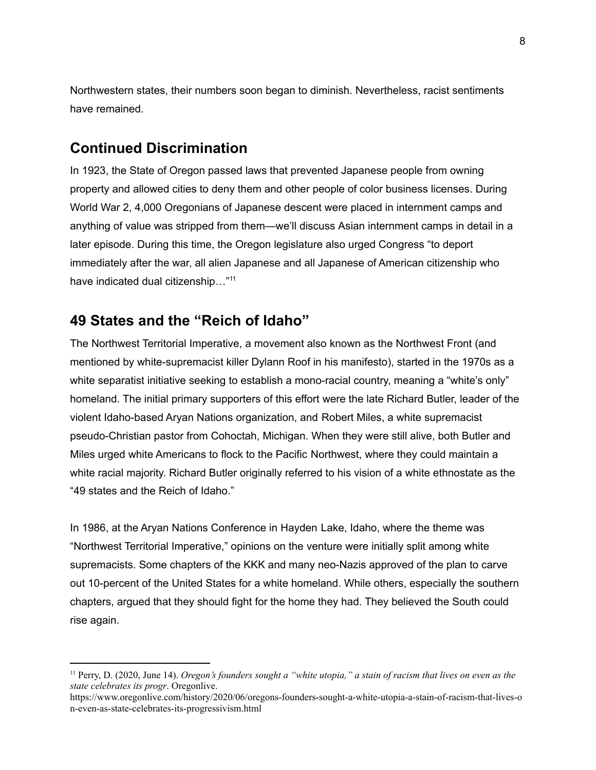Northwestern states, their numbers soon began to diminish. Nevertheless, racist sentiments have remained.

## Continued Discrimination

In 1923, the State of Oregon passed laws that prevented Japanese people from owning property and allowed cities to deny them and other people of color business licenses. During World War 2, 4,000 Oregonians of Japanese descent were placed in internment camps and anything of value was stripped from them—we'll discuss Asian internment camps in detail in a later episode. During this time, the Oregon legislature also urged Congress "to deport immediately after the war, all alien Japanese and all Japanese of American citizenship who have indicated dual citizenship…"[11]

## 49 States and the "Reich of Idaho"

The Northwest Territorial Imperative, a movement also known as the Northwest Front (and mentioned by white-supremacist killer Dylann Roof in his manifesto), started in the 1970s as a white separatist initiative seeking to establish a mono-racial country, meaning a "white's only" homeland. The initial primary supporters of this effort were the late Richard Butler, leader of the violent Idaho-based Aryan Nations organization, and Robert Miles, a white supremacist pseudo-Christian pastor from Cohoctah, Michigan. When they were still alive, both Butler and Miles urged white Americans to flock to the Pacific Northwest, where they could maintain a white racial majority. Richard Butler originally referred to his vision of a white ethnostate as the "49 states and the Reich of Idaho."

In 1986, at the Aryan Nations Conference in Hayden Lake, Idaho, where the theme was "Northwest Territorial Imperative," opinions on the venture were initially split among white supremacists. Some chapters of the KKK and many neo-Nazis approved of the plan to carve out 10-percent of the United States for a white homeland. While others, especially the southern chapters, argued that they should fight for the home they had. They believed the South could rise again.

---

[11] Perry, D. (2020, June 14). *Oregon's founders sought a "white utopia," a stain of racism that lives on even as the state celebrates its progr*. Oregonlive. https://www.oregonlive.com/history/2020/06/oregons-founders-sought-a-white-utopia-a-stain-of-racism-that-lives-on-even-as-state-celebrates-its-progressivism.html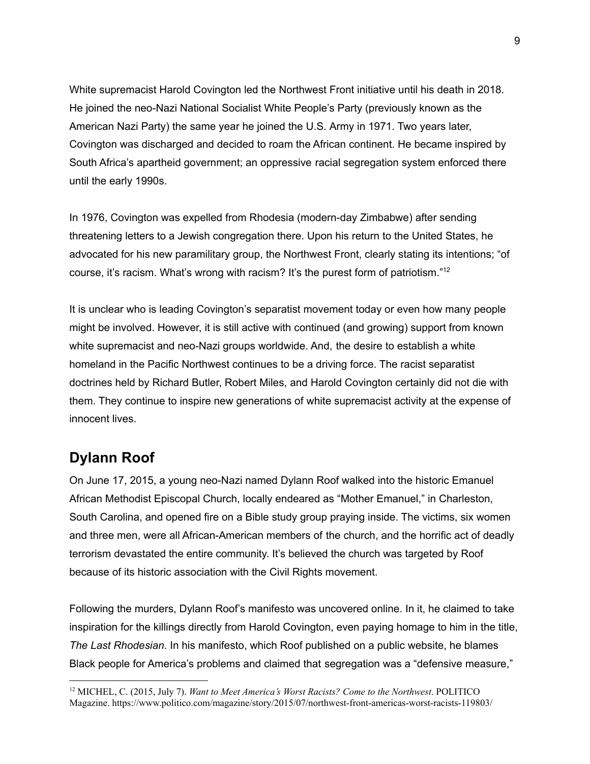White supremacist Harold Covington led the Northwest Front initiative until his death in 2018. He joined the neo-Nazi National Socialist White People's Party (previously known as the American Nazi Party) the same year he joined the U.S. Army in 1971. Two years later, Covington was discharged and decided to roam the African continent. He became inspired by South Africa's apartheid government; an oppressive racial segregation system enforced there until the early 1990s.

In 1976, Covington was expelled from Rhodesia (modern-day Zimbabwe) after sending threatening letters to a Jewish congregation there. Upon his return to the United States, he advocated for his new paramilitary group, the Northwest Front, clearly stating its intentions; "of course, it's racism. What's wrong with racism? It's the purest form of patriotism."[12]

It is unclear who is leading Covington's separatist movement today or even how many people might be involved. However, it is still active with continued (and growing) support from known white supremacist and neo-Nazi groups worldwide. And, the desire to establish a white homeland in the Pacific Northwest continues to be a driving force. The racist separatist doctrines held by Richard Butler, Robert Miles, and Harold Covington certainly did not die with them. They continue to inspire new generations of white supremacist activity at the expense of innocent lives.

## Dylann Roof

On June 17, 2015, a young neo-Nazi named Dylann Roof walked into the historic Emanuel African Methodist Episcopal Church, locally endeared as "Mother Emanuel," in Charleston, South Carolina, and opened fire on a Bible study group praying inside. The victims, six women and three men, were all African-American members of the church, and the horrific act of deadly terrorism devastated the entire community. It's believed the church was targeted by Roof because of its historic association with the Civil Rights movement.

Following the murders, Dylann Roof's manifesto was uncovered online. In it, he claimed to take inspiration for the killings directly from Harold Covington, even paying homage to him in the title, *The Last Rhodesian*. In his manifesto, which Roof published on a public website, he blames Black people for America's problems and claimed that segregation was a "defensive measure,"

---

[12] MICHEL, C. (2015, July 7). *Want to Meet America's Worst Racists? Come to the Northwest*. POLITICO Magazine. https://www.politico.com/magazine/story/2015/07/northwest-front-americas-worst-racists-119803/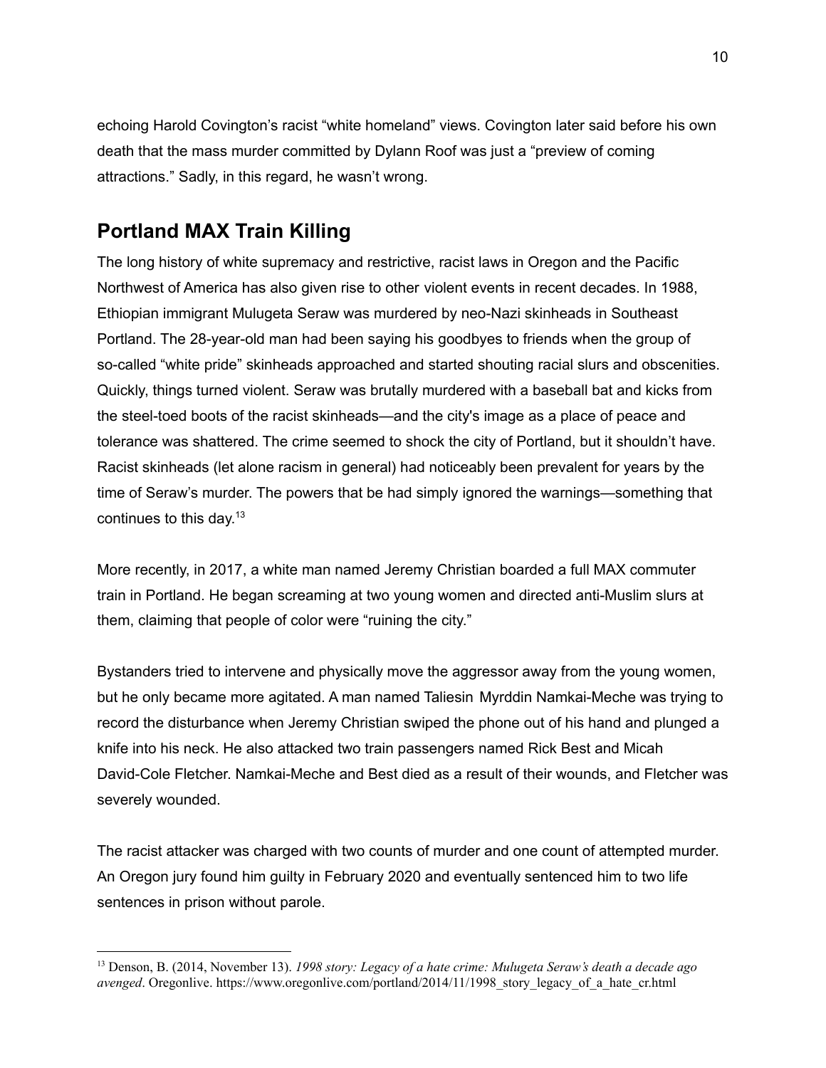echoing Harold Covington's racist "white homeland" views. Covington later said before his own death that the mass murder committed by Dylann Roof was just a "preview of coming attractions." Sadly, in this regard, he wasn't wrong.

## Portland MAX Train Killing

The long history of white supremacy and restrictive, racist laws in Oregon and the Pacific Northwest of America has also given rise to other violent events in recent decades. In 1988, Ethiopian immigrant Mulugeta Seraw was murdered by neo-Nazi skinheads in Southeast Portland. The 28-year-old man had been saying his goodbyes to friends when the group of so-called "white pride" skinheads approached and started shouting racial slurs and obscenities. Quickly, things turned violent. Seraw was brutally murdered with a baseball bat and kicks from the steel-toed boots of the racist skinheads—and the city's image as a place of peace and tolerance was shattered. The crime seemed to shock the city of Portland, but it shouldn't have. Racist skinheads (let alone racism in general) had noticeably been prevalent for years by the time of Seraw's murder. The powers that be had simply ignored the warnings—something that continues to this day.[13]

More recently, in 2017, a white man named Jeremy Christian boarded a full MAX commuter train in Portland. He began screaming at two young women and directed anti-Muslim slurs at them, claiming that people of color were "ruining the city."

Bystanders tried to intervene and physically move the aggressor away from the young women, but he only became more agitated. A man named Taliesin Myrddin Namkai-Meche was trying to record the disturbance when Jeremy Christian swiped the phone out of his hand and plunged a knife into his neck. He also attacked two train passengers named Rick Best and Micah David-Cole Fletcher. Namkai-Meche and Best died as a result of their wounds, and Fletcher was severely wounded.

The racist attacker was charged with two counts of murder and one count of attempted murder. An Oregon jury found him guilty in February 2020 and eventually sentenced him to two life sentences in prison without parole.

---

[13] Denson, B. (2014, November 13). *1998 story: Legacy of a hate crime: Mulugeta Seraw's death a decade ago avenged*. Oregonlive. https://www.oregonlive.com/portland/2014/11/1998_story_legacy_of_a_hate_cr.html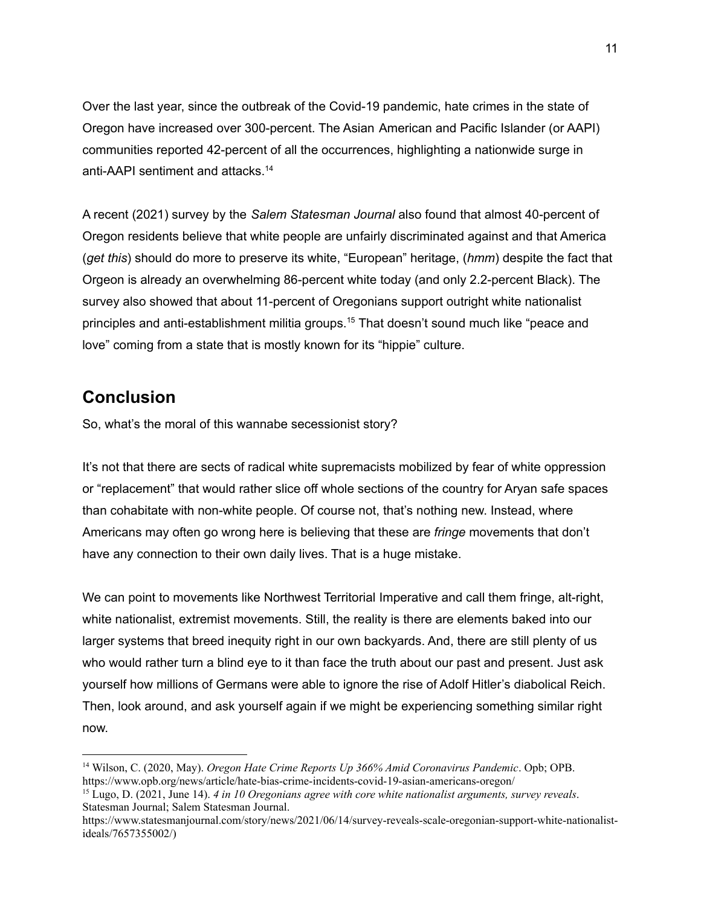Over the last year, since the outbreak of the Covid-19 pandemic, hate crimes in the state of Oregon have increased over 300-percent. The Asian American and Pacific Islander (or AAPI) communities reported 42-percent of all the occurrences, highlighting a nationwide surge in anti-AAPI sentiment and attacks.[14]

A recent (2021) survey by the *Salem Statesman Journal* also found that almost 40-percent of Oregon residents believe that white people are unfairly discriminated against and that America (*get this*) should do more to preserve its white, "European" heritage, (*hmm*) despite the fact that Orgeon is already an overwhelming 86-percent white today (and only 2.2-percent Black). The survey also showed that about 11-percent of Oregonians support outright white nationalist principles and anti-establishment militia groups.[15] That doesn't sound much like "peace and love" coming from a state that is mostly known for its "hippie" culture.

## Conclusion

So, what's the moral of this wannabe secessionist story?

It's not that there are sects of radical white supremacists mobilized by fear of white oppression or "replacement" that would rather slice off whole sections of the country for Aryan safe spaces than cohabitate with non-white people. Of course not, that's nothing new. Instead, where Americans may often go wrong here is believing that these are *fringe* movements that don't have any connection to their own daily lives. That is a huge mistake.

We can point to movements like Northwest Territorial Imperative and call them fringe, alt-right, white nationalist, extremist movements. Still, the reality is there are elements baked into our larger systems that breed inequity right in our own backyards. And, there are still plenty of us who would rather turn a blind eye to it than face the truth about our past and present. Just ask yourself how millions of Germans were able to ignore the rise of Adolf Hitler's diabolical Reich. Then, look around, and ask yourself again if we might be experiencing something similar right now.

---

[14] Wilson, C. (2020, May). *Oregon Hate Crime Reports Up 366% Amid Coronavirus Pandemic*. Opb; OPB. https://www.opb.org/news/article/hate-bias-crime-incidents-covid-19-asian-americans-oregon/

[15] Lugo, D. (2021, June 14). *4 in 10 Oregonians agree with core white nationalist arguments, survey reveals*. Statesman Journal; Salem Statesman Journal. https://www.statesmanjournal.com/story/news/2021/06/14/survey-reveals-scale-oregonian-support-white-nationalist-ideals/7657355002/)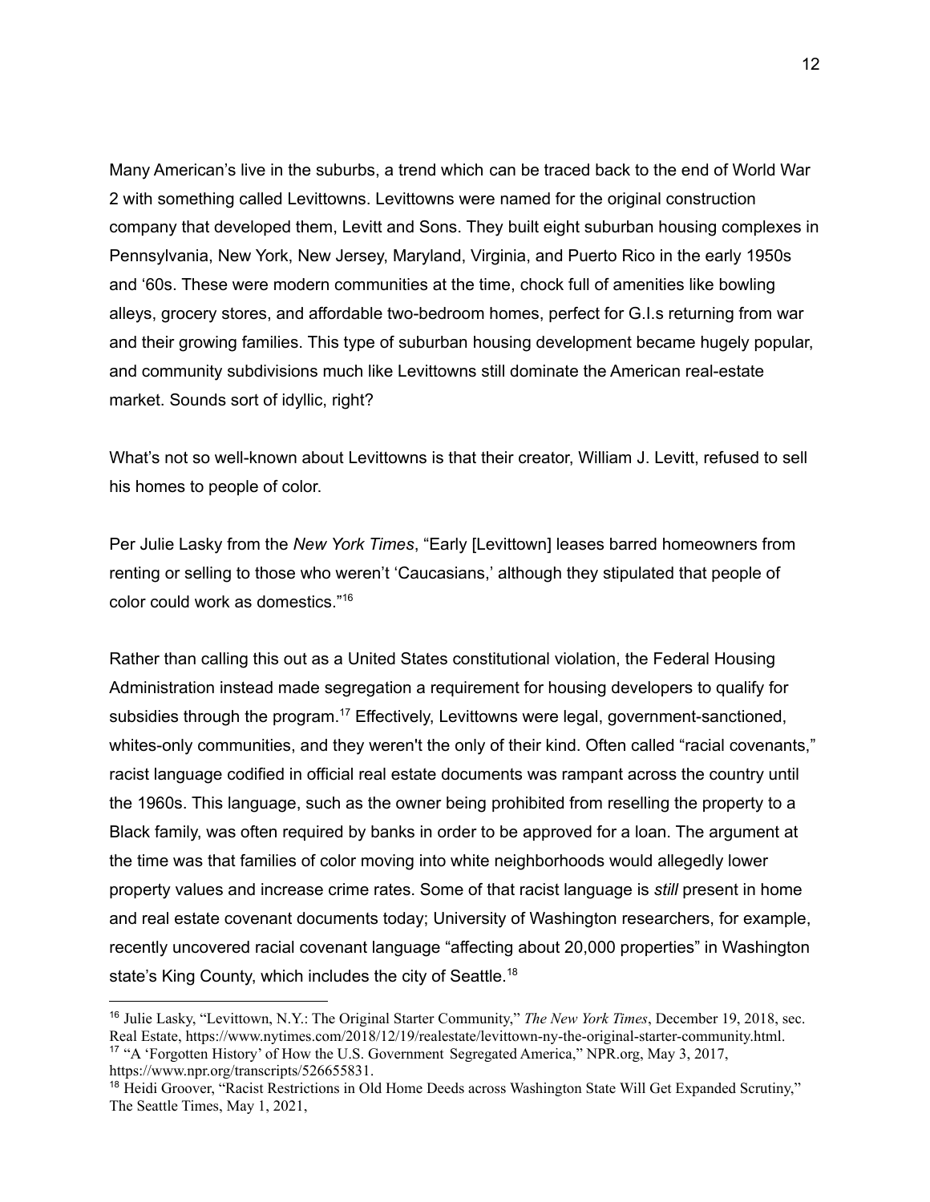Many American's live in the suburbs, a trend which can be traced back to the end of World War 2 with something called Levittowns. Levittowns were named for the original construction company that developed them, Levitt and Sons. They built eight suburban housing complexes in Pennsylvania, New York, New Jersey, Maryland, Virginia, and Puerto Rico in the early 1950s and '60s. These were modern communities at the time, chock full of amenities like bowling alleys, grocery stores, and affordable two-bedroom homes, perfect for G.I.s returning from war and their growing families. This type of suburban housing development became hugely popular, and community subdivisions much like Levittowns still dominate the American real-estate market. Sounds sort of idyllic, right?

What's not so well-known about Levittowns is that their creator, William J. Levitt, refused to sell his homes to people of color.

Per Julie Lasky from the *New York Times*, "Early [Levittown] leases barred homeowners from renting or selling to those who weren't 'Caucasians,' although they stipulated that people of color could work as domestics."[16]

Rather than calling this out as a United States constitutional violation, the Federal Housing Administration instead made segregation a requirement for housing developers to qualify for subsidies through the program.[17] Effectively, Levittowns were legal, government-sanctioned, whites-only communities, and they weren't the only of their kind. Often called "racial covenants," racist language codified in official real estate documents was rampant across the country until the 1960s. This language, such as the owner being prohibited from reselling the property to a Black family, was often required by banks in order to be approved for a loan. The argument at the time was that families of color moving into white neighborhoods would allegedly lower property values and increase crime rates. Some of that racist language is *still* present in home and real estate covenant documents today; University of Washington researchers, for example, recently uncovered racial covenant language "affecting about 20,000 properties" in Washington state's King County, which includes the city of Seattle.[18]

---

[16] Julie Lasky, "Levittown, N.Y.: The Original Starter Community," *The New York Times*, December 19, 2018, sec. Real Estate, https://www.nytimes.com/2018/12/19/realestate/levittown-ny-the-original-starter-community.html.

[17] "A 'Forgotten History' of How the U.S. Government Segregated America," NPR.org, May 3, 2017, https://www.npr.org/transcripts/526655831.

[18] Heidi Groover, "Racist Restrictions in Old Home Deeds across Washington State Will Get Expanded Scrutiny," The Seattle Times, May 1, 2021,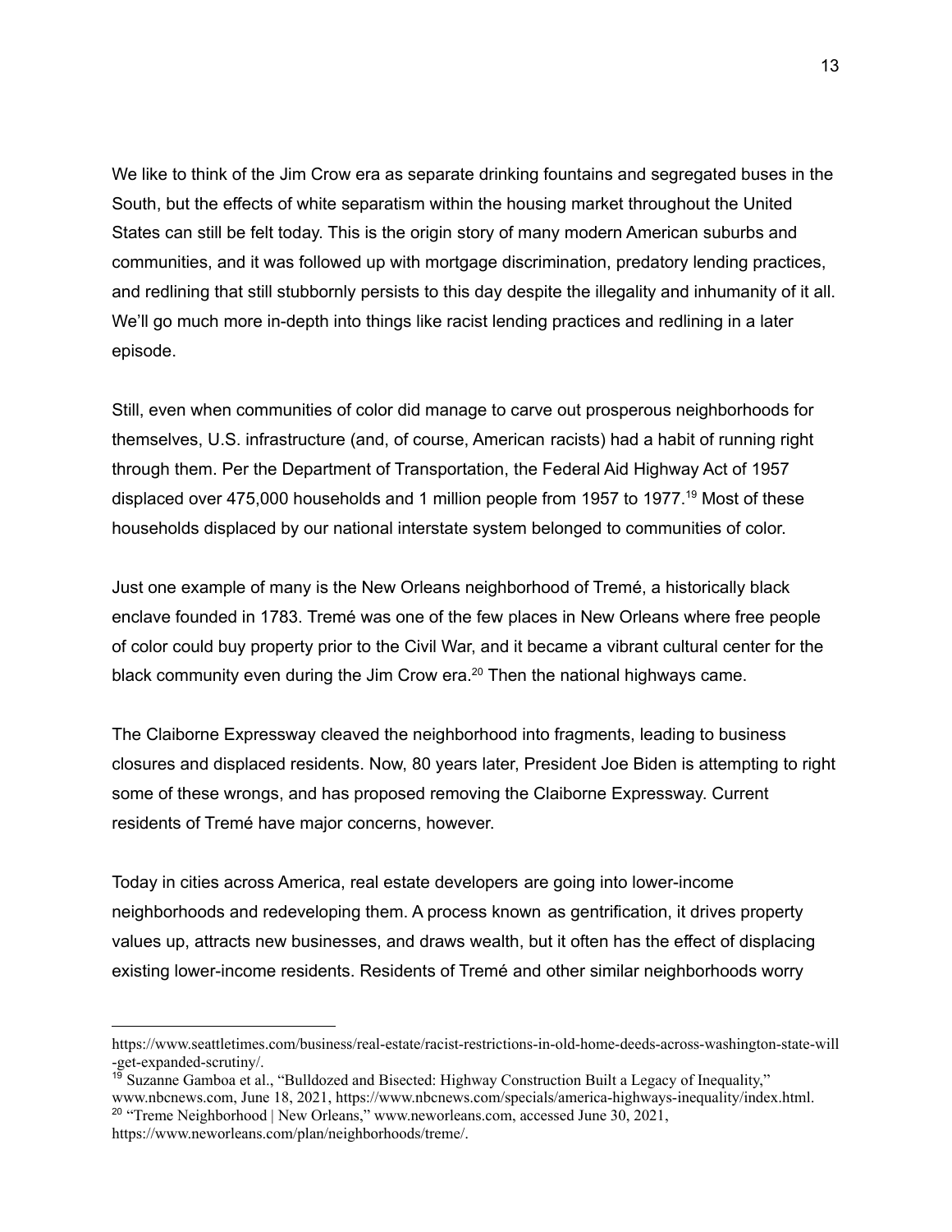We like to think of the Jim Crow era as separate drinking fountains and segregated buses in the South, but the effects of white separatism within the housing market throughout the United States can still be felt today. This is the origin story of many modern American suburbs and communities, and it was followed up with mortgage discrimination, predatory lending practices, and redlining that still stubbornly persists to this day despite the illegality and inhumanity of it all. We'll go much more in-depth into things like racist lending practices and redlining in a later episode.

Still, even when communities of color did manage to carve out prosperous neighborhoods for themselves, U.S. infrastructure (and, of course, American racists) had a habit of running right through them. Per the Department of Transportation, the Federal Aid Highway Act of 1957 displaced over 475,000 households and 1 million people from 1957 to 1977.[19] Most of these households displaced by our national interstate system belonged to communities of color.

Just one example of many is the New Orleans neighborhood of Tremé, a historically black enclave founded in 1783. Tremé was one of the few places in New Orleans where free people of color could buy property prior to the Civil War, and it became a vibrant cultural center for the black community even during the Jim Crow era.[20] Then the national highways came.

The Claiborne Expressway cleaved the neighborhood into fragments, leading to business closures and displaced residents. Now, 80 years later, President Joe Biden is attempting to right some of these wrongs, and has proposed removing the Claiborne Expressway. Current residents of Tremé have major concerns, however.

Today in cities across America, real estate developers are going into lower-income neighborhoods and redeveloping them. A process known as gentrification, it drives property values up, attracts new businesses, and draws wealth, but it often has the effect of displacing existing lower-income residents. Residents of Tremé and other similar neighborhoods worry

---

https://www.seattletimes.com/business/real-estate/racist-restrictions-in-old-home-deeds-across-washington-state-will-get-expanded-scrutiny/.

[19] Suzanne Gamboa et al., "Bulldozed and Bisected: Highway Construction Built a Legacy of Inequality," www.nbcnews.com, June 18, 2021, https://www.nbcnews.com/specials/america-highways-inequality/index.html.

[20] "Treme Neighborhood | New Orleans," www.neworleans.com, accessed June 30, 2021, https://www.neworleans.com/plan/neighborhoods/treme/.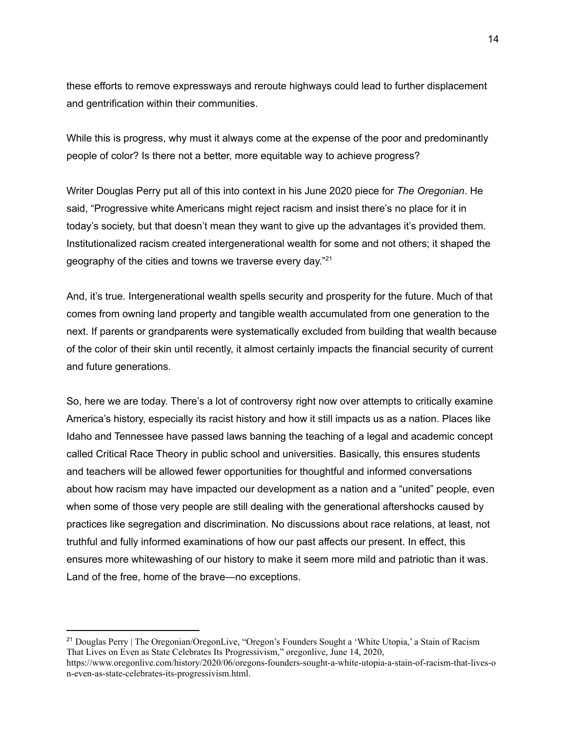these efforts to remove expressways and reroute highways could lead to further displacement and gentrification within their communities.

While this is progress, why must it always come at the expense of the poor and predominantly people of color? Is there not a better, more equitable way to achieve progress?

Writer Douglas Perry put all of this into context in his June 2020 piece for *The Oregonian*. He said, "Progressive white Americans might reject racism and insist there's no place for it in today's society, but that doesn't mean they want to give up the advantages it's provided them. Institutionalized racism created intergenerational wealth for some and not others; it shaped the geography of the cities and towns we traverse every day."[21]

And, it's true. Intergenerational wealth spells security and prosperity for the future. Much of that comes from owning land property and tangible wealth accumulated from one generation to the next. If parents or grandparents were systematically excluded from building that wealth because of the color of their skin until recently, it almost certainly impacts the financial security of current and future generations.

So, here we are today. There's a lot of controversy right now over attempts to critically examine America's history, especially its racist history and how it still impacts us as a nation. Places like Idaho and Tennessee have passed laws banning the teaching of a legal and academic concept called Critical Race Theory in public school and universities. Basically, this ensures students and teachers will be allowed fewer opportunities for thoughtful and informed conversations about how racism may have impacted our development as a nation and a "united" people, even when some of those very people are still dealing with the generational aftershocks caused by practices like segregation and discrimination. No discussions about race relations, at least, not truthful and fully informed examinations of how our past affects our present. In effect, this ensures more whitewashing of our history to make it seem more mild and patriotic than it was. Land of the free, home of the brave—no exceptions.

---

[21] Douglas Perry | The Oregonian/OregonLive, "Oregon's Founders Sought a 'White Utopia,' a Stain of Racism That Lives on Even as State Celebrates Its Progressivism," oregonlive, June 14, 2020, https://www.oregonlive.com/history/2020/06/oregons-founders-sought-a-white-utopia-a-stain-of-racism-that-lives-on-even-as-state-celebrates-its-progressivism.html.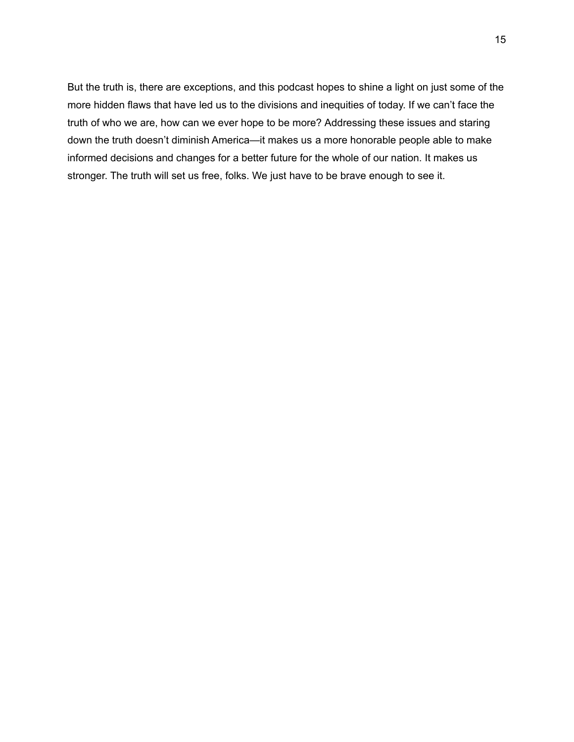But the truth is, there are exceptions, and this podcast hopes to shine a light on just some of the more hidden flaws that have led us to the divisions and inequities of today. If we can't face the truth of who we are, how can we ever hope to be more? Addressing these issues and staring down the truth doesn't diminish America—it makes us a more honorable people able to make informed decisions and changes for a better future for the whole of our nation. It makes us stronger. The truth will set us free, folks. We just have to be brave enough to see it.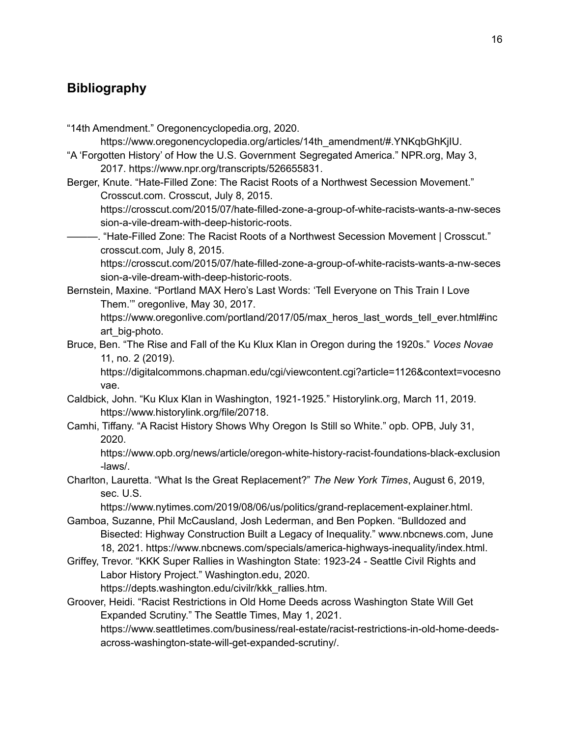## Bibliography

"14th Amendment." Oregonencyclopedia.org, 2020. https://www.oregonencyclopedia.org/articles/14th_amendment/#.YNKqbGhKjIU.

"A 'Forgotten History' of How the U.S. Government Segregated America." NPR.org, May 3, 2017. https://www.npr.org/transcripts/526655831.

Berger, Knute. "Hate-Filled Zone: The Racist Roots of a Northwest Secession Movement." Crosscut.com. Crosscut, July 8, 2015. https://crosscut.com/2015/07/hate-filled-zone-a-group-of-white-racists-wants-a-nw-secession-a-vile-dream-with-deep-historic-roots.

———. "Hate-Filled Zone: The Racist Roots of a Northwest Secession Movement | Crosscut." crosscut.com, July 8, 2015. https://crosscut.com/2015/07/hate-filled-zone-a-group-of-white-racists-wants-a-nw-secession-a-vile-dream-with-deep-historic-roots.

Bernstein, Maxine. "Portland MAX Hero's Last Words: 'Tell Everyone on This Train I Love Them.'" oregonlive, May 30, 2017. https://www.oregonlive.com/portland/2017/05/max_heros_last_words_tell_ever.html#incart_big-photo.

Bruce, Ben. "The Rise and Fall of the Ku Klux Klan in Oregon during the 1920s." *Voces Novae* 11, no. 2 (2019). https://digitalcommons.chapman.edu/cgi/viewcontent.cgi?article=1126&context=vocesnovae.

Caldbick, John. "Ku Klux Klan in Washington, 1921-1925." Historylink.org, March 11, 2019. https://www.historylink.org/file/20718.

Camhi, Tiffany. "A Racist History Shows Why Oregon Is Still so White." opb. OPB, July 31, 2020. https://www.opb.org/news/article/oregon-white-history-racist-foundations-black-exclusion-laws/.

Charlton, Lauretta. "What Is the Great Replacement?" *The New York Times*, August 6, 2019, sec. U.S. https://www.nytimes.com/2019/08/06/us/politics/grand-replacement-explainer.html.

Gamboa, Suzanne, Phil McCausland, Josh Lederman, and Ben Popken. "Bulldozed and Bisected: Highway Construction Built a Legacy of Inequality." www.nbcnews.com, June 18, 2021. https://www.nbcnews.com/specials/america-highways-inequality/index.html.

Griffey, Trevor. "KKK Super Rallies in Washington State: 1923-24 - Seattle Civil Rights and Labor History Project." Washington.edu, 2020. https://depts.washington.edu/civilr/kkk_rallies.htm.

Groover, Heidi. "Racist Restrictions in Old Home Deeds across Washington State Will Get Expanded Scrutiny." The Seattle Times, May 1, 2021. https://www.seattletimes.com/business/real-estate/racist-restrictions-in-old-home-deeds-across-washington-state-will-get-expanded-scrutiny/.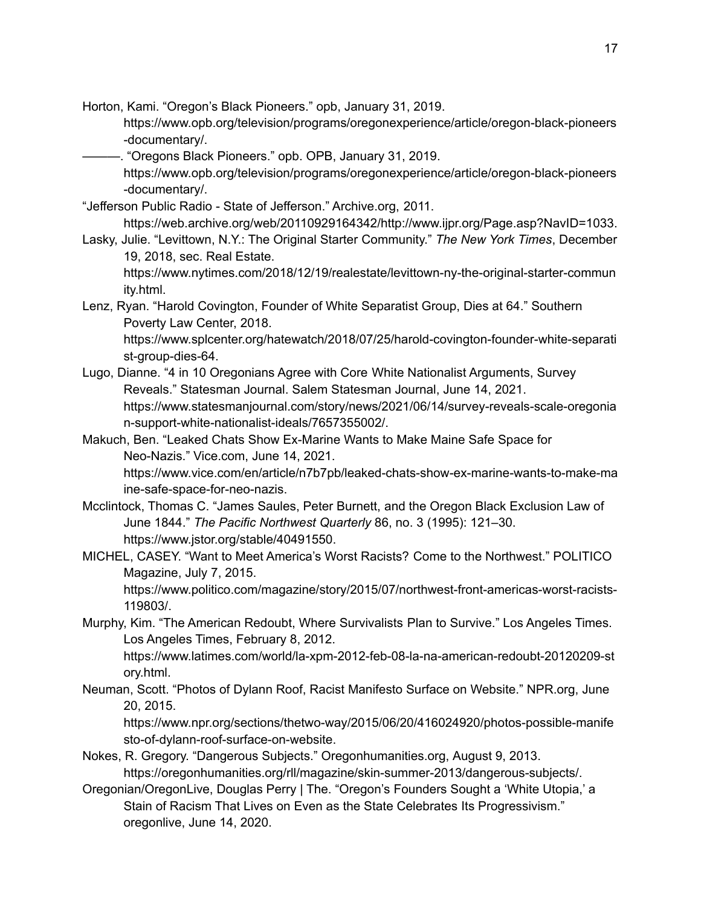Horton, Kami. "Oregon's Black Pioneers." opb, January 31, 2019. https://www.opb.org/television/programs/oregonexperience/article/oregon-black-pioneers-documentary/.

———. "Oregons Black Pioneers." opb. OPB, January 31, 2019. https://www.opb.org/television/programs/oregonexperience/article/oregon-black-pioneers-documentary/.

"Jefferson Public Radio - State of Jefferson." Archive.org, 2011. https://web.archive.org/web/20110929164342/http://www.ijpr.org/Page.asp?NavID=1033.

Lasky, Julie. "Levittown, N.Y.: The Original Starter Community." *The New York Times*, December 19, 2018, sec. Real Estate. https://www.nytimes.com/2018/12/19/realestate/levittown-ny-the-original-starter-community.html.

Lenz, Ryan. "Harold Covington, Founder of White Separatist Group, Dies at 64." Southern Poverty Law Center, 2018. https://www.splcenter.org/hatewatch/2018/07/25/harold-covington-founder-white-separatist-group-dies-64.

Lugo, Dianne. "4 in 10 Oregonians Agree with Core White Nationalist Arguments, Survey Reveals." Statesman Journal. Salem Statesman Journal, June 14, 2021. https://www.statesmanjournal.com/story/news/2021/06/14/survey-reveals-scale-oregonian-support-white-nationalist-ideals/7657355002/.

Makuch, Ben. "Leaked Chats Show Ex-Marine Wants to Make Maine Safe Space for Neo-Nazis." Vice.com, June 14, 2021. https://www.vice.com/en/article/n7b7pb/leaked-chats-show-ex-marine-wants-to-make-maine-safe-space-for-neo-nazis.

Mcclintock, Thomas C. "James Saules, Peter Burnett, and the Oregon Black Exclusion Law of June 1844." *The Pacific Northwest Quarterly* 86, no. 3 (1995): 121–30. https://www.jstor.org/stable/40491550.

MICHEL, CASEY. "Want to Meet America's Worst Racists? Come to the Northwest." POLITICO Magazine, July 7, 2015. https://www.politico.com/magazine/story/2015/07/northwest-front-americas-worst-racists-119803/.

Murphy, Kim. "The American Redoubt, Where Survivalists Plan to Survive." Los Angeles Times. Los Angeles Times, February 8, 2012. https://www.latimes.com/world/la-xpm-2012-feb-08-la-na-american-redoubt-20120209-story.html.

Neuman, Scott. "Photos of Dylann Roof, Racist Manifesto Surface on Website." NPR.org, June 20, 2015. https://www.npr.org/sections/thetwo-way/2015/06/20/416024920/photos-possible-manifesto-of-dylann-roof-surface-on-website.

Nokes, R. Gregory. "Dangerous Subjects." Oregonhumanities.org, August 9, 2013. https://oregonhumanities.org/rll/magazine/skin-summer-2013/dangerous-subjects/.

Oregonian/OregonLive, Douglas Perry | The. "Oregon's Founders Sought a 'White Utopia,' a Stain of Racism That Lives on Even as the State Celebrates Its Progressivism." oregonlive, June 14, 2020.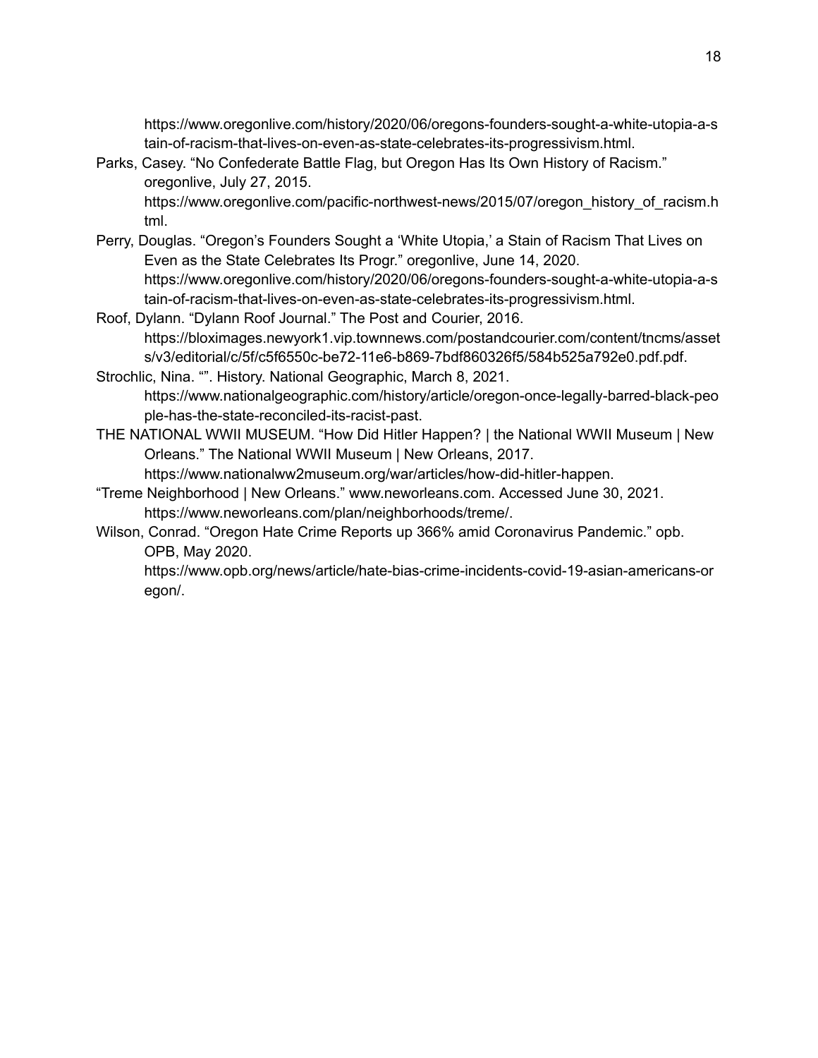https://www.oregonlive.com/history/2020/06/oregons-founders-sought-a-white-utopia-a-stain-of-racism-that-lives-on-even-as-state-celebrates-its-progressivism.html.

Parks, Casey. "No Confederate Battle Flag, but Oregon Has Its Own History of Racism." oregonlive, July 27, 2015. https://www.oregonlive.com/pacific-northwest-news/2015/07/oregon_history_of_racism.html.

Perry, Douglas. "Oregon's Founders Sought a 'White Utopia,' a Stain of Racism That Lives on Even as the State Celebrates Its Progr." oregonlive, June 14, 2020. https://www.oregonlive.com/history/2020/06/oregons-founders-sought-a-white-utopia-a-stain-of-racism-that-lives-on-even-as-state-celebrates-its-progressivism.html.

Roof, Dylann. "Dylann Roof Journal." The Post and Courier, 2016. https://bloximages.newyork1.vip.townnews.com/postandcourier.com/content/tncms/assets/v3/editorial/c/5f/c5f6550c-be72-11e6-b869-7bdf860326f5/584b525a792e0.pdf.pdf.

Strochlic, Nina. "". History. National Geographic, March 8, 2021. https://www.nationalgeographic.com/history/article/oregon-once-legally-barred-black-people-has-the-state-reconciled-its-racist-past.

THE NATIONAL WWII MUSEUM. "How Did Hitler Happen? | the National WWII Museum | New Orleans." The National WWII Museum | New Orleans, 2017. https://www.nationalww2museum.org/war/articles/how-did-hitler-happen.

"Treme Neighborhood | New Orleans." www.neworleans.com. Accessed June 30, 2021. https://www.neworleans.com/plan/neighborhoods/treme/.

Wilson, Conrad. "Oregon Hate Crime Reports up 366% amid Coronavirus Pandemic." opb. OPB, May 2020. https://www.opb.org/news/article/hate-bias-crime-incidents-covid-19-asian-americans-oregon/.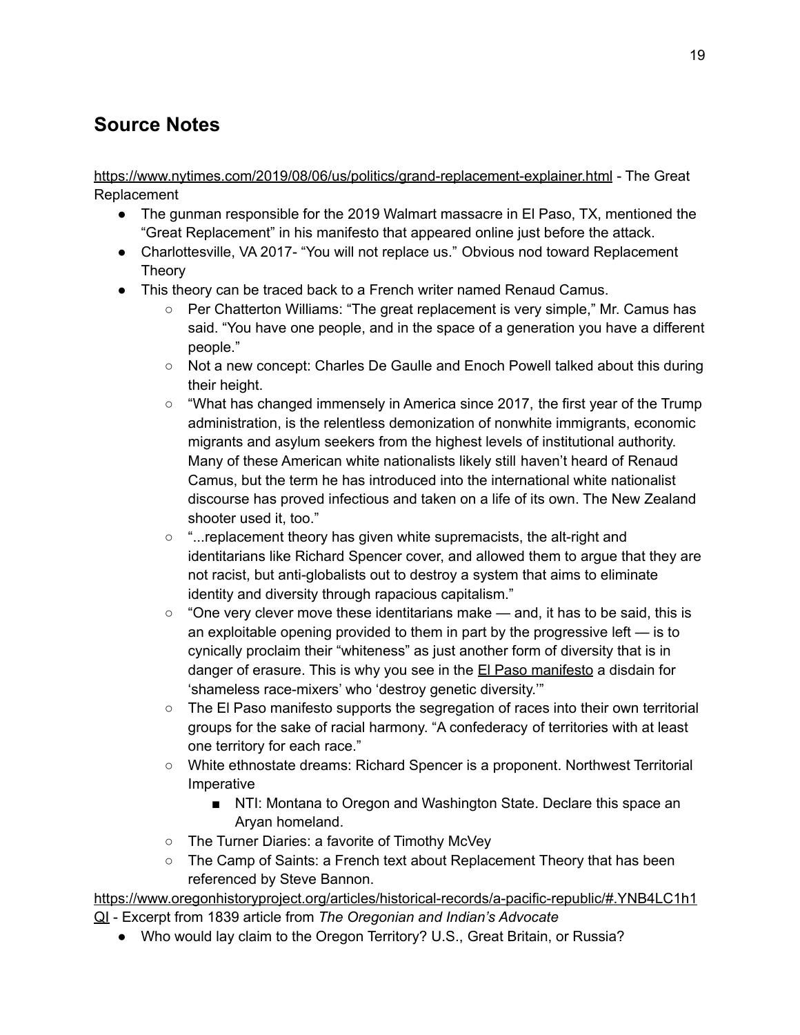## Source Notes

https://www.nytimes.com/2019/08/06/us/politics/grand-replacement-explainer.html - The Great Replacement

- The gunman responsible for the 2019 Walmart massacre in El Paso, TX, mentioned the "Great Replacement" in his manifesto that appeared online just before the attack.
- Charlottesville, VA 2017- "You will not replace us." Obvious nod toward Replacement Theory
- This theory can be traced back to a French writer named Renaud Camus.
    - Per Chatterton Williams: "The great replacement is very simple," Mr. Camus has said. "You have one people, and in the space of a generation you have a different people."
    - Not a new concept: Charles De Gaulle and Enoch Powell talked about this during their height.
    - "What has changed immensely in America since 2017, the first year of the Trump administration, is the relentless demonization of nonwhite immigrants, economic migrants and asylum seekers from the highest levels of institutional authority. Many of these American white nationalists likely still haven't heard of Renaud Camus, but the term he has introduced into the international white nationalist discourse has proved infectious and taken on a life of its own. The New Zealand shooter used it, too."
    - "...replacement theory has given white supremacists, the alt-right and identitarians like Richard Spencer cover, and allowed them to argue that they are not racist, but anti-globalists out to destroy a system that aims to eliminate identity and diversity through rapacious capitalism."
    - "One very clever move these identitarians make — and, it has to be said, this is an exploitable opening provided to them in part by the progressive left — is to cynically proclaim their "whiteness" as just another form of diversity that is in danger of erasure. This is why you see in the El Paso manifesto a disdain for 'shameless race-mixers' who 'destroy genetic diversity.'"
    - The El Paso manifesto supports the segregation of races into their own territorial groups for the sake of racial harmony. "A confederacy of territories with at least one territory for each race."
    - White ethnostate dreams: Richard Spencer is a proponent. Northwest Territorial Imperative
        - NTI: Montana to Oregon and Washington State. Declare this space an Aryan homeland.
    - The Turner Diaries: a favorite of Timothy McVey
    - The Camp of Saints: a French text about Replacement Theory that has been referenced by Steve Bannon.

https://www.oregonhistoryproject.org/articles/historical-records/a-pacific-republic/#.YNB4LC1h1QI - Excerpt from 1839 article from *The Oregonian and Indian's Advocate*

- Who would lay claim to the Oregon Territory? U.S., Great Britain, or Russia?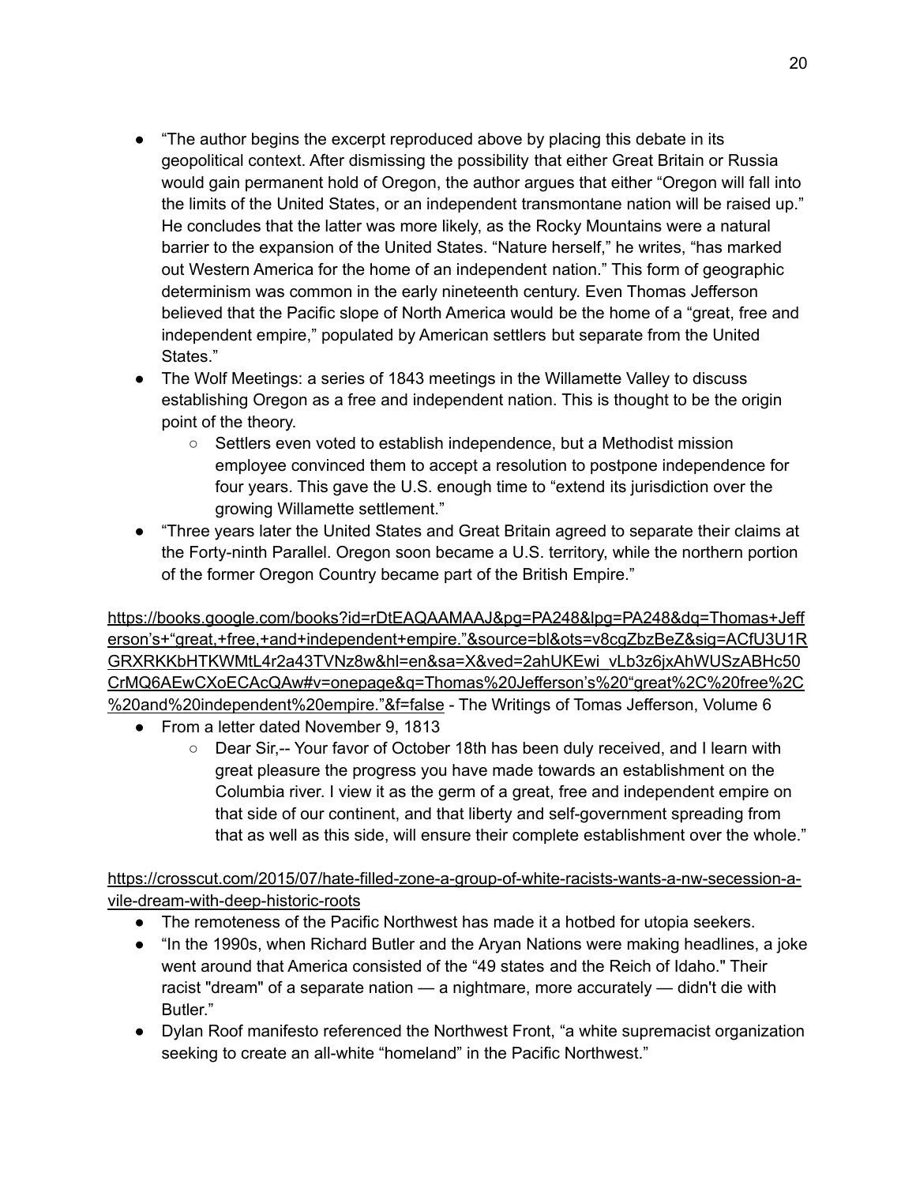- "The author begins the excerpt reproduced above by placing this debate in its geopolitical context. After dismissing the possibility that either Great Britain or Russia would gain permanent hold of Oregon, the author argues that either "Oregon will fall into the limits of the United States, or an independent transmontane nation will be raised up." He concludes that the latter was more likely, as the Rocky Mountains were a natural barrier to the expansion of the United States. "Nature herself," he writes, "has marked out Western America for the home of an independent nation." This form of geographic determinism was common in the early nineteenth century. Even Thomas Jefferson believed that the Pacific slope of North America would be the home of a "great, free and independent empire," populated by American settlers but separate from the United States."
- The Wolf Meetings: a series of 1843 meetings in the Willamette Valley to discuss establishing Oregon as a free and independent nation. This is thought to be the origin point of the theory.
  - Settlers even voted to establish independence, but a Methodist mission employee convinced them to accept a resolution to postpone independence for four years. This gave the U.S. enough time to "extend its jurisdiction over the growing Willamette settlement."
- "Three years later the United States and Great Britain agreed to separate their claims at the Forty-ninth Parallel. Oregon soon became a U.S. territory, while the northern portion of the former Oregon Country became part of the British Empire."

https://books.google.com/books?id=rDtEAQAAMAAJ&pg=PA248&lpg=PA248&dq=Thomas+Jefferson's+"great,+free,+and+independent+empire."&source=bl&ots=v8cgZbzBeZ&sig=ACfU3U1RGRXRKKbHTKWMtL4r2a43TVNz8w&hl=en&sa=X&ved=2ahUKEwi_vLb3z6jxAhWUSzABHc50CrMQ6AEwCXoECAcQAw#v=onepage&q=Thomas%20Jefferson's%20"great%2C%20free%2C%20and%20independent%20empire."&f=false - The Writings of Tomas Jefferson, Volume 6

- From a letter dated November 9, 1813
  - Dear Sir,-- Your favor of October 18th has been duly received, and I learn with great pleasure the progress you have made towards an establishment on the Columbia river. I view it as the germ of a great, free and independent empire on that side of our continent, and that liberty and self-government spreading from that as well as this side, will ensure their complete establishment over the whole."

https://crosscut.com/2015/07/hate-filled-zone-a-group-of-white-racists-wants-a-nw-secession-a-vile-dream-with-deep-historic-roots

- The remoteness of the Pacific Northwest has made it a hotbed for utopia seekers.
- "In the 1990s, when Richard Butler and the Aryan Nations were making headlines, a joke went around that America consisted of the "49 states and the Reich of Idaho." Their racist "dream" of a separate nation — a nightmare, more accurately — didn't die with Butler."
- Dylan Roof manifesto referenced the Northwest Front, "a white supremacist organization seeking to create an all-white "homeland" in the Pacific Northwest."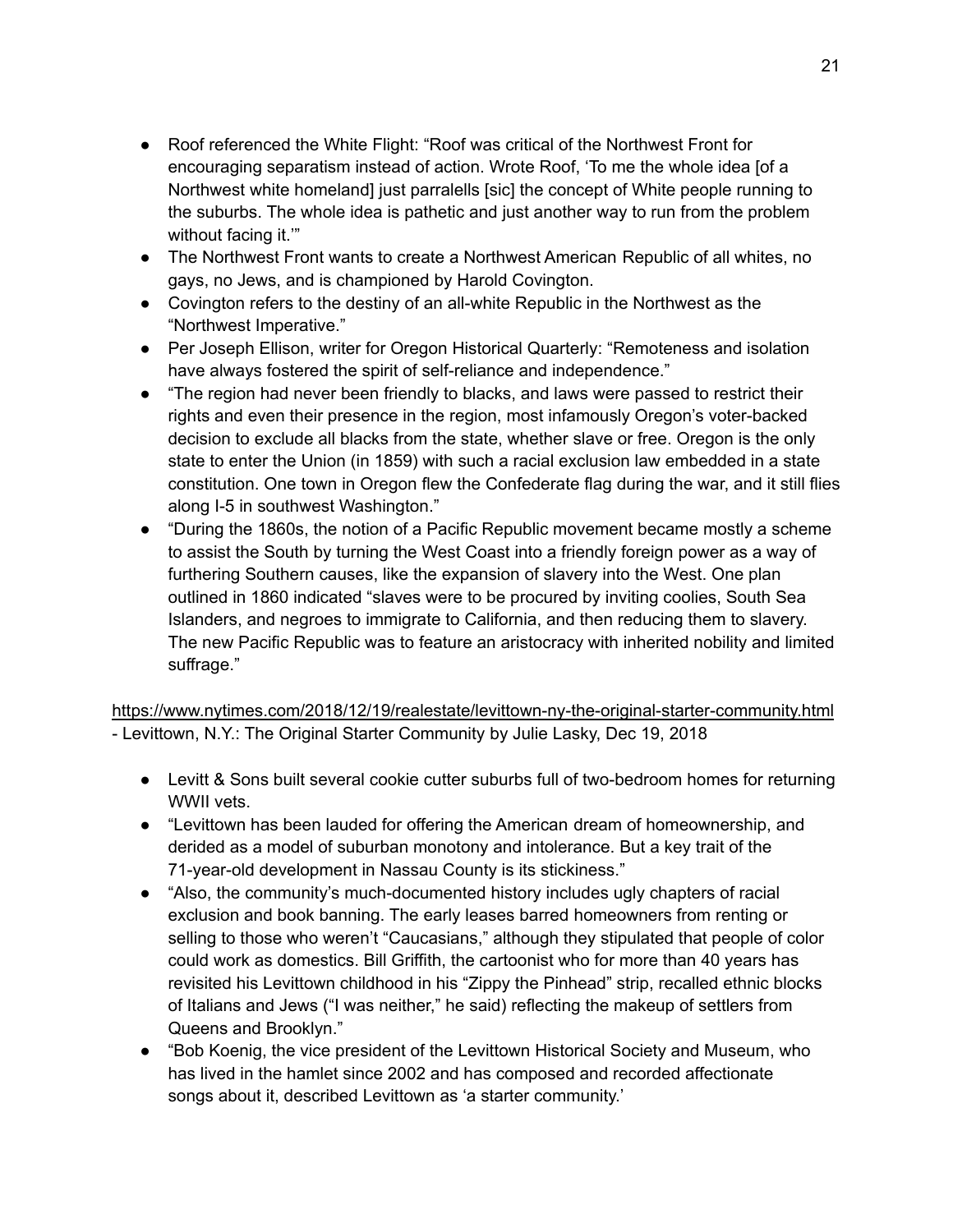- Roof referenced the White Flight: "Roof was critical of the Northwest Front for encouraging separatism instead of action. Wrote Roof, 'To me the whole idea [of a Northwest white homeland] just parralells [sic] the concept of White people running to the suburbs. The whole idea is pathetic and just another way to run from the problem without facing it.'"
- The Northwest Front wants to create a Northwest American Republic of all whites, no gays, no Jews, and is championed by Harold Covington.
- Covington refers to the destiny of an all-white Republic in the Northwest as the "Northwest Imperative."
- Per Joseph Ellison, writer for Oregon Historical Quarterly: "Remoteness and isolation have always fostered the spirit of self-reliance and independence."
- "The region had never been friendly to blacks, and laws were passed to restrict their rights and even their presence in the region, most infamously Oregon's voter-backed decision to exclude all blacks from the state, whether slave or free. Oregon is the only state to enter the Union (in 1859) with such a racial exclusion law embedded in a state constitution. One town in Oregon flew the Confederate flag during the war, and it still flies along I-5 in southwest Washington."
- "During the 1860s, the notion of a Pacific Republic movement became mostly a scheme to assist the South by turning the West Coast into a friendly foreign power as a way of furthering Southern causes, like the expansion of slavery into the West. One plan outlined in 1860 indicated "slaves were to be procured by inviting coolies, South Sea Islanders, and negroes to immigrate to California, and then reducing them to slavery. The new Pacific Republic was to feature an aristocracy with inherited nobility and limited suffrage."

https://www.nytimes.com/2018/12/19/realestate/levittown-ny-the-original-starter-community.html - Levittown, N.Y.: The Original Starter Community by Julie Lasky, Dec 19, 2018

- Levitt & Sons built several cookie cutter suburbs full of two-bedroom homes for returning WWII vets.
- "Levittown has been lauded for offering the American dream of homeownership, and derided as a model of suburban monotony and intolerance. But a key trait of the 71-year-old development in Nassau County is its stickiness."
- "Also, the community's much-documented history includes ugly chapters of racial exclusion and book banning. The early leases barred homeowners from renting or selling to those who weren't "Caucasians," although they stipulated that people of color could work as domestics. Bill Griffith, the cartoonist who for more than 40 years has revisited his Levittown childhood in his "Zippy the Pinhead" strip, recalled ethnic blocks of Italians and Jews ("I was neither," he said) reflecting the makeup of settlers from Queens and Brooklyn."
- "Bob Koenig, the vice president of the Levittown Historical Society and Museum, who has lived in the hamlet since 2002 and has composed and recorded affectionate songs about it, described Levittown as 'a starter community.'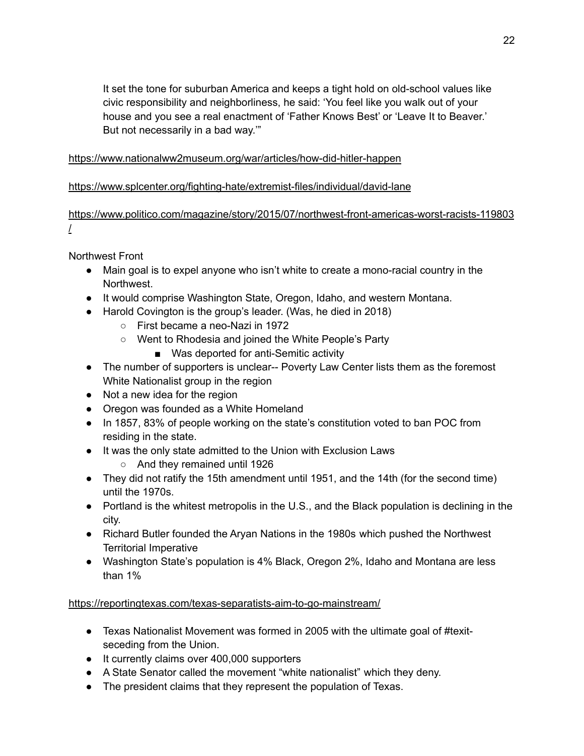It set the tone for suburban America and keeps a tight hold on old-school values like civic responsibility and neighborliness, he said: 'You feel like you walk out of your house and you see a real enactment of 'Father Knows Best' or 'Leave It to Beaver.' But not necessarily in a bad way.'"

https://www.nationalww2museum.org/war/articles/how-did-hitler-happen

https://www.splcenter.org/fighting-hate/extremist-files/individual/david-lane

https://www.politico.com/magazine/story/2015/07/northwest-front-americas-worst-racists-119803/

Northwest Front

- Main goal is to expel anyone who isn't white to create a mono-racial country in the Northwest.
- It would comprise Washington State, Oregon, Idaho, and western Montana.
- Harold Covington is the group's leader. (Was, he died in 2018)
    - First became a neo-Nazi in 1972
    - Went to Rhodesia and joined the White People's Party
        - Was deported for anti-Semitic activity
- The number of supporters is unclear-- Poverty Law Center lists them as the foremost White Nationalist group in the region
- Not a new idea for the region
- Oregon was founded as a White Homeland
- In 1857, 83% of people working on the state's constitution voted to ban POC from residing in the state.
- It was the only state admitted to the Union with Exclusion Laws
    - And they remained until 1926
- They did not ratify the 15th amendment until 1951, and the 14th (for the second time) until the 1970s.
- Portland is the whitest metropolis in the U.S., and the Black population is declining in the city.
- Richard Butler founded the Aryan Nations in the 1980s which pushed the Northwest Territorial Imperative
- Washington State's population is 4% Black, Oregon 2%, Idaho and Montana are less than 1%

https://reportingtexas.com/texas-separatists-aim-to-go-mainstream/

- Texas Nationalist Movement was formed in 2005 with the ultimate goal of #texit- seceding from the Union.
- It currently claims over 400,000 supporters
- A State Senator called the movement "white nationalist" which they deny.
- The president claims that they represent the population of Texas.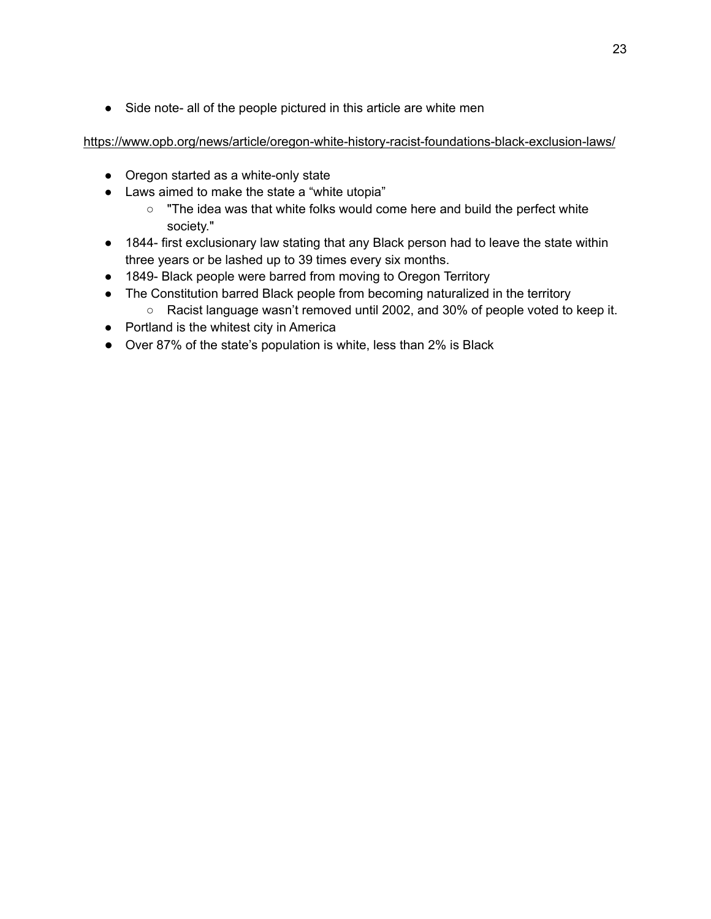- Side note- all of the people pictured in this article are white men

https://www.opb.org/news/article/oregon-white-history-racist-foundations-black-exclusion-laws/

- Oregon started as a white-only state
- Laws aimed to make the state a “white utopia”
    - "The idea was that white folks would come here and build the perfect white society."
- 1844- first exclusionary law stating that any Black person had to leave the state within three years or be lashed up to 39 times every six months.
- 1849- Black people were barred from moving to Oregon Territory
- The Constitution barred Black people from becoming naturalized in the territory
    - Racist language wasn’t removed until 2002, and 30% of people voted to keep it.
- Portland is the whitest city in America
- Over 87% of the state’s population is white, less than 2% is Black